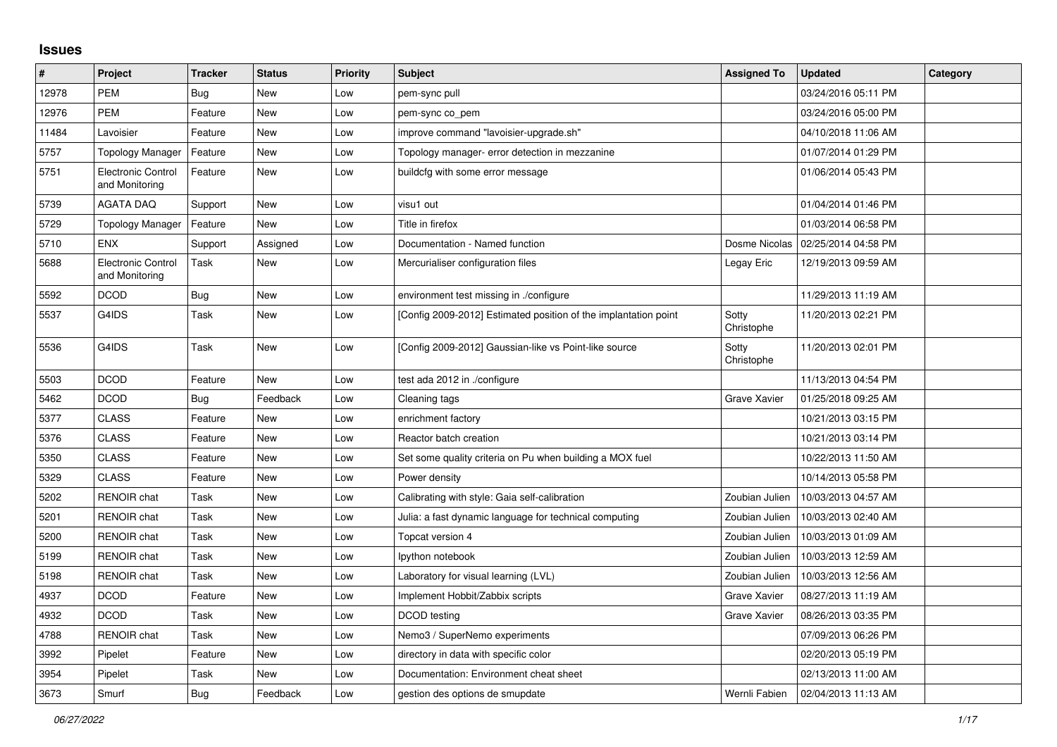# Issues

| # | Project | Tracker | Status | Priority | Subject | Assigned To | Updated | Category |
|---|---|---|---|---|---|---|---|---|
| 12978 | PEM | Bug | New | Low | pem-sync pull | | 03/24/2016 05:11 PM | |
| 12976 | PEM | Feature | New | Low | pem-sync co_pem | | 03/24/2016 05:00 PM | |
| 11484 | Lavoisier | Feature | New | Low | improve command "lavoisier-upgrade.sh" | | 04/10/2018 11:06 AM | |
| 5757 | Topology Manager | Feature | New | Low | Topology manager- error detection in mezzanine | | 01/07/2014 01:29 PM | |
| 5751 | Electronic Control and Monitoring | Feature | New | Low | buildcfg with some error message | | 01/06/2014 05:43 PM | |
| 5739 | AGATA DAQ | Support | New | Low | visu1 out | | 01/04/2014 01:46 PM | |
| 5729 | Topology Manager | Feature | New | Low | Title in firefox | | 01/03/2014 06:58 PM | |
| 5710 | ENX | Support | Assigned | Low | Documentation - Named function | Dosme Nicolas | 02/25/2014 04:58 PM | |
| 5688 | Electronic Control and Monitoring | Task | New | Low | Mercurialiser configuration files | Legay Eric | 12/19/2013 09:59 AM | |
| 5592 | DCOD | Bug | New | Low | environment test missing in ./configure | | 11/29/2013 11:19 AM | |
| 5537 | G4IDS | Task | New | Low | [Config 2009-2012] Estimated position of the implantation point | Sotty Christophe | 11/20/2013 02:21 PM | |
| 5536 | G4IDS | Task | New | Low | [Config 2009-2012] Gaussian-like vs Point-like source | Sotty Christophe | 11/20/2013 02:01 PM | |
| 5503 | DCOD | Feature | New | Low | test ada 2012 in ./configure | | 11/13/2013 04:54 PM | |
| 5462 | DCOD | Bug | Feedback | Low | Cleaning tags | Grave Xavier | 01/25/2018 09:25 AM | |
| 5377 | CLASS | Feature | New | Low | enrichment factory | | 10/21/2013 03:15 PM | |
| 5376 | CLASS | Feature | New | Low | Reactor batch creation | | 10/21/2013 03:14 PM | |
| 5350 | CLASS | Feature | New | Low | Set some quality criteria on Pu when building a MOX fuel | | 10/22/2013 11:50 AM | |
| 5329 | CLASS | Feature | New | Low | Power density | | 10/14/2013 05:58 PM | |
| 5202 | RENOIR chat | Task | New | Low | Calibrating with style: Gaia self-calibration | Zoubian Julien | 10/03/2013 04:57 AM | |
| 5201 | RENOIR chat | Task | New | Low | Julia: a fast dynamic language for technical computing | Zoubian Julien | 10/03/2013 02:40 AM | |
| 5200 | RENOIR chat | Task | New | Low | Topcat version 4 | Zoubian Julien | 10/03/2013 01:09 AM | |
| 5199 | RENOIR chat | Task | New | Low | Ipython notebook | Zoubian Julien | 10/03/2013 12:59 AM | |
| 5198 | RENOIR chat | Task | New | Low | Laboratory for visual learning (LVL) | Zoubian Julien | 10/03/2013 12:56 AM | |
| 4937 | DCOD | Feature | New | Low | Implement Hobbit/Zabbix scripts | Grave Xavier | 08/27/2013 11:19 AM | |
| 4932 | DCOD | Task | New | Low | DCOD testing | Grave Xavier | 08/26/2013 03:35 PM | |
| 4788 | RENOIR chat | Task | New | Low | Nemo3 / SuperNemo experiments | | 07/09/2013 06:26 PM | |
| 3992 | Pipelet | Feature | New | Low | directory in data with specific color | | 02/20/2013 05:19 PM | |
| 3954 | Pipelet | Task | New | Low | Documentation: Environment cheat sheet | | 02/13/2013 11:00 AM | |
| 3673 | Smurf | Bug | Feedback | Low | gestion des options de smupdate | Wernli Fabien | 02/04/2013 11:13 AM | |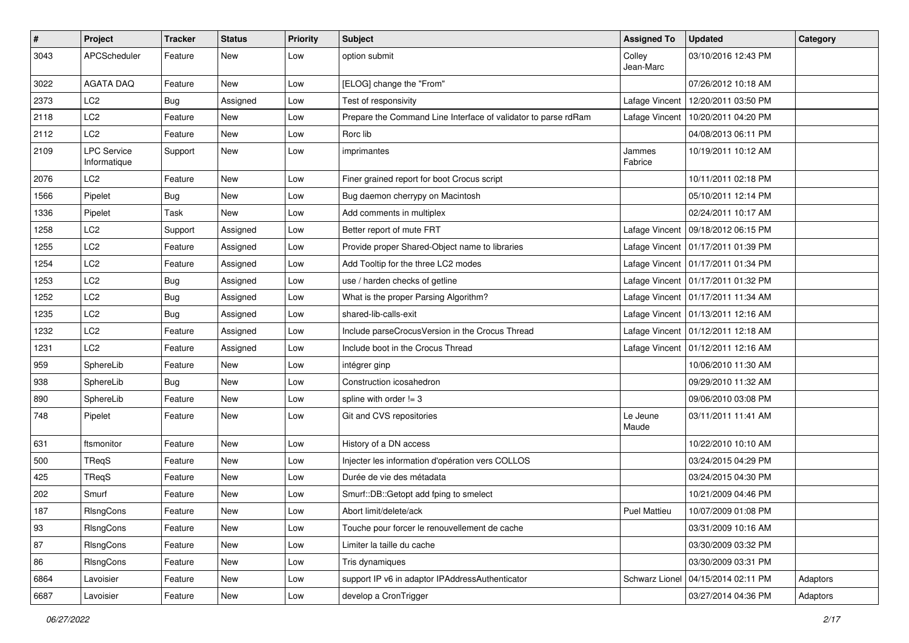| # | Project | Tracker | Status | Priority | Subject | Assigned To | Updated | Category |
|---|---|---|---|---|---|---|---|---|
| 3043 | APCScheduler | Feature | New | Low | option submit | Colley Jean-Marc | 03/10/2016 12:43 PM | |
| 3022 | AGATA DAQ | Feature | New | Low | [ELOG] change the "From" | | 07/26/2012 10:18 AM | |
| 2373 | LC2 | Bug | Assigned | Low | Test of responsivity | Lafage Vincent | 12/20/2011 03:50 PM | |
| 2118 | LC2 | Feature | New | Low | Prepare the Command Line Interface of validator to parse rdRam | Lafage Vincent | 10/20/2011 04:20 PM | |
| 2112 | LC2 | Feature | New | Low | Rorc lib | | 04/08/2013 06:11 PM | |
| 2109 | LPC Service Informatique | Support | New | Low | imprimantes | Jammes Fabrice | 10/19/2011 10:12 AM | |
| 2076 | LC2 | Feature | New | Low | Finer grained report for boot Crocus script | | 10/11/2011 02:18 PM | |
| 1566 | Pipelet | Bug | New | Low | Bug daemon cherrypy on Macintosh | | 05/10/2011 12:14 PM | |
| 1336 | Pipelet | Task | New | Low | Add comments in multiplex | | 02/24/2011 10:17 AM | |
| 1258 | LC2 | Support | Assigned | Low | Better report of mute FRT | Lafage Vincent | 09/18/2012 06:15 PM | |
| 1255 | LC2 | Feature | Assigned | Low | Provide proper Shared-Object name to libraries | Lafage Vincent | 01/17/2011 01:39 PM | |
| 1254 | LC2 | Feature | Assigned | Low | Add Tooltip for the three LC2 modes | Lafage Vincent | 01/17/2011 01:34 PM | |
| 1253 | LC2 | Bug | Assigned | Low | use / harden checks of getline | Lafage Vincent | 01/17/2011 01:32 PM | |
| 1252 | LC2 | Bug | Assigned | Low | What is the proper Parsing Algorithm? | Lafage Vincent | 01/17/2011 11:34 AM | |
| 1235 | LC2 | Bug | Assigned | Low | shared-lib-calls-exit | Lafage Vincent | 01/13/2011 12:16 AM | |
| 1232 | LC2 | Feature | Assigned | Low | Include parseCrocusVersion in the Crocus Thread | Lafage Vincent | 01/12/2011 12:18 AM | |
| 1231 | LC2 | Feature | Assigned | Low | Include boot in the Crocus Thread | Lafage Vincent | 01/12/2011 12:16 AM | |
| 959 | SphereLib | Feature | New | Low | intégrer ginp | | 10/06/2010 11:30 AM | |
| 938 | SphereLib | Bug | New | Low | Construction icosahedron | | 09/29/2010 11:32 AM | |
| 890 | SphereLib | Feature | New | Low | spline with order != 3 | | 09/06/2010 03:08 PM | |
| 748 | Pipelet | Feature | New | Low | Git and CVS repositories | Le Jeune Maude | 03/11/2011 11:41 AM | |
| 631 | ftsmonitor | Feature | New | Low | History of a DN access | | 10/22/2010 10:10 AM | |
| 500 | TReqS | Feature | New | Low | Injecter les information d'opération vers COLLOS | | 03/24/2015 04:29 PM | |
| 425 | TReqS | Feature | New | Low | Durée de vie des métadata | | 03/24/2015 04:30 PM | |
| 202 | Smurf | Feature | New | Low | Smurf::DB::Getopt add fping to smelect | | 10/21/2009 04:46 PM | |
| 187 | RlsngCons | Feature | New | Low | Abort limit/delete/ack | Puel Mattieu | 10/07/2009 01:08 PM | |
| 93 | RlsngCons | Feature | New | Low | Touche pour forcer le renouvellement de cache | | 03/31/2009 10:16 AM | |
| 87 | RlsngCons | Feature | New | Low | Limiter la taille du cache | | 03/30/2009 03:32 PM | |
| 86 | RlsngCons | Feature | New | Low | Tris dynamiques | | 03/30/2009 03:31 PM | |
| 6864 | Lavoisier | Feature | New | Low | support IP v6 in adaptor IPAddressAuthenticator | Schwarz Lionel | 04/15/2014 02:11 PM | Adaptors |
| 6687 | Lavoisier | Feature | New | Low | develop a CronTrigger | | 03/27/2014 04:36 PM | Adaptors |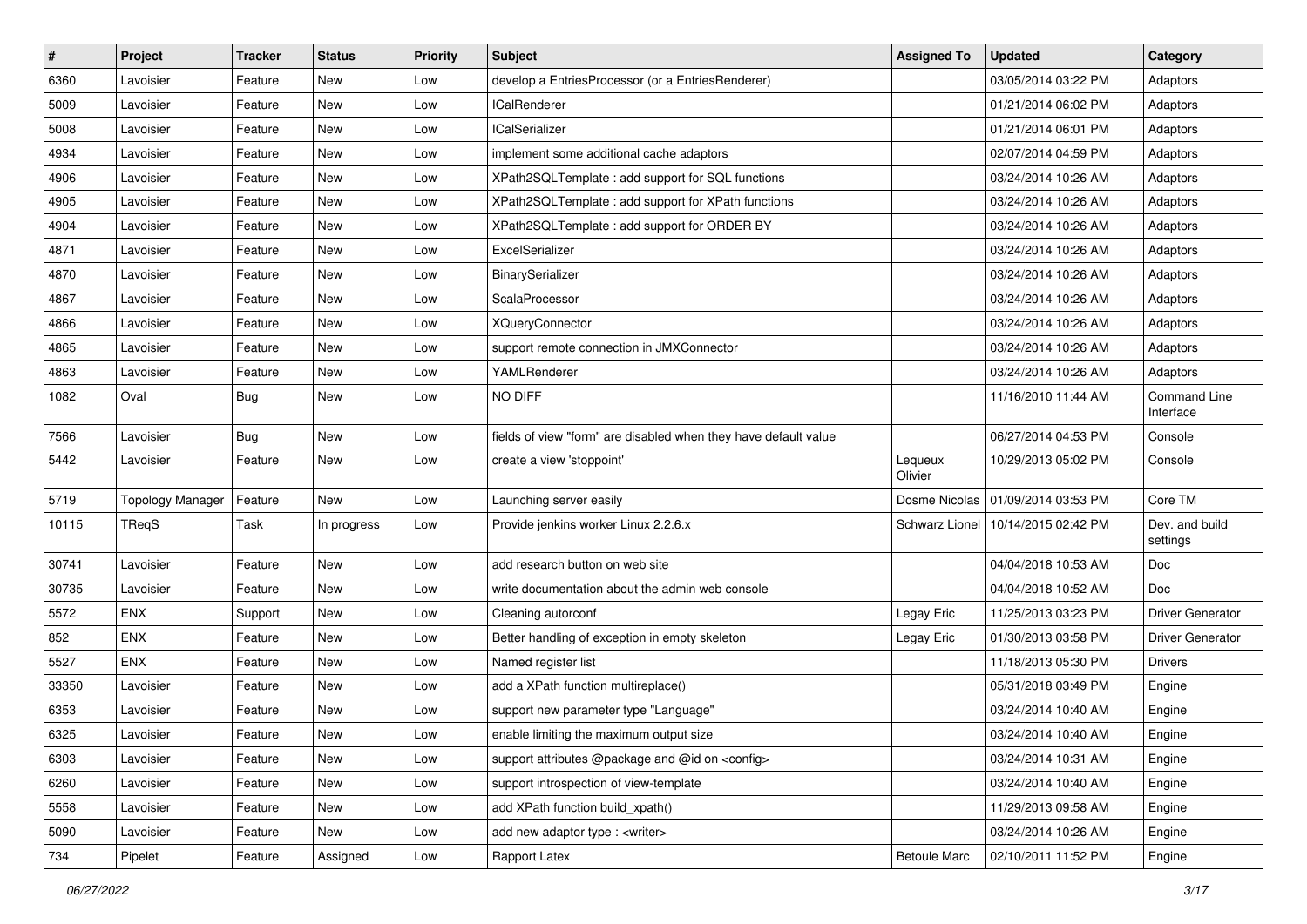| # | Project | Tracker | Status | Priority | Subject | Assigned To | Updated | Category |
|---|---|---|---|---|---|---|---|---|
| 6360 | Lavoisier | Feature | New | Low | develop a EntriesProcessor (or a EntriesRenderer) | | 03/05/2014 03:22 PM | Adaptors |
| 5009 | Lavoisier | Feature | New | Low | ICalRenderer | | 01/21/2014 06:02 PM | Adaptors |
| 5008 | Lavoisier | Feature | New | Low | ICalSerializer | | 01/21/2014 06:01 PM | Adaptors |
| 4934 | Lavoisier | Feature | New | Low | implement some additional cache adaptors | | 02/07/2014 04:59 PM | Adaptors |
| 4906 | Lavoisier | Feature | New | Low | XPath2SQLTemplate : add support for SQL functions | | 03/24/2014 10:26 AM | Adaptors |
| 4905 | Lavoisier | Feature | New | Low | XPath2SQLTemplate : add support for XPath functions | | 03/24/2014 10:26 AM | Adaptors |
| 4904 | Lavoisier | Feature | New | Low | XPath2SQLTemplate : add support for ORDER BY | | 03/24/2014 10:26 AM | Adaptors |
| 4871 | Lavoisier | Feature | New | Low | ExcelSerializer | | 03/24/2014 10:26 AM | Adaptors |
| 4870 | Lavoisier | Feature | New | Low | BinarySerializer | | 03/24/2014 10:26 AM | Adaptors |
| 4867 | Lavoisier | Feature | New | Low | ScalaProcessor | | 03/24/2014 10:26 AM | Adaptors |
| 4866 | Lavoisier | Feature | New | Low | XQueryConnector | | 03/24/2014 10:26 AM | Adaptors |
| 4865 | Lavoisier | Feature | New | Low | support remote connection in JMXConnector | | 03/24/2014 10:26 AM | Adaptors |
| 4863 | Lavoisier | Feature | New | Low | YAMLRenderer | | 03/24/2014 10:26 AM | Adaptors |
| 1082 | Oval | Bug | New | Low | NO DIFF | | 11/16/2010 11:44 AM | Command Line Interface |
| 7566 | Lavoisier | Bug | New | Low | fields of view "form" are disabled when they have default value | | 06/27/2014 04:53 PM | Console |
| 5442 | Lavoisier | Feature | New | Low | create a view 'stoppoint' | Lequeux Olivier | 10/29/2013 05:02 PM | Console |
| 5719 | Topology Manager | Feature | New | Low | Launching server easily | Dosme Nicolas | 01/09/2014 03:53 PM | Core TM |
| 10115 | TReqS | Task | In progress | Low | Provide jenkins worker Linux 2.2.6.x | Schwarz Lionel | 10/14/2015 02:42 PM | Dev. and build settings |
| 30741 | Lavoisier | Feature | New | Low | add research button on web site | | 04/04/2018 10:53 AM | Doc |
| 30735 | Lavoisier | Feature | New | Low | write documentation about the admin web console | | 04/04/2018 10:52 AM | Doc |
| 5572 | ENX | Support | New | Low | Cleaning autorconf | Legay Eric | 11/25/2013 03:23 PM | Driver Generator |
| 852 | ENX | Feature | New | Low | Better handling of exception in empty skeleton | Legay Eric | 01/30/2013 03:58 PM | Driver Generator |
| 5527 | ENX | Feature | New | Low | Named register list | | 11/18/2013 05:30 PM | Drivers |
| 33350 | Lavoisier | Feature | New | Low | add a XPath function multireplace() | | 05/31/2018 03:49 PM | Engine |
| 6353 | Lavoisier | Feature | New | Low | support new parameter type "Language" | | 03/24/2014 10:40 AM | Engine |
| 6325 | Lavoisier | Feature | New | Low | enable limiting the maximum output size | | 03/24/2014 10:40 AM | Engine |
| 6303 | Lavoisier | Feature | New | Low | support attributes @package and @id on <config> | | 03/24/2014 10:31 AM | Engine |
| 6260 | Lavoisier | Feature | New | Low | support introspection of view-template | | 03/24/2014 10:40 AM | Engine |
| 5558 | Lavoisier | Feature | New | Low | add XPath function build_xpath() | | 11/29/2013 09:58 AM | Engine |
| 5090 | Lavoisier | Feature | New | Low | add new adaptor type : <writer> | | 03/24/2014 10:26 AM | Engine |
| 734 | Pipelet | Feature | Assigned | Low | Rapport Latex | Betoule Marc | 02/10/2011 11:52 PM | Engine |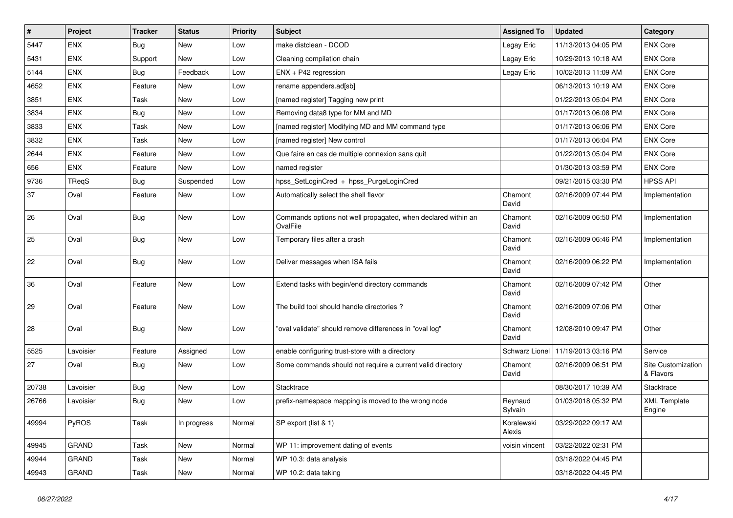| # | Project | Tracker | Status | Priority | Subject | Assigned To | Updated | Category |
|---|---|---|---|---|---|---|---|---|
| 5447 | ENX | Bug | New | Low | make distclean - DCOD | Legay Eric | 11/13/2013 04:05 PM | ENX Core |
| 5431 | ENX | Support | New | Low | Cleaning compilation chain | Legay Eric | 10/29/2013 10:18 AM | ENX Core |
| 5144 | ENX | Bug | Feedback | Low | ENX + P42 regression | Legay Eric | 10/02/2013 11:09 AM | ENX Core |
| 4652 | ENX | Feature | New | Low | rename appenders.ad[sb] | | 06/13/2013 10:19 AM | ENX Core |
| 3851 | ENX | Task | New | Low | [named register] Tagging new print | | 01/22/2013 05:04 PM | ENX Core |
| 3834 | ENX | Bug | New | Low | Removing data8 type for MM and MD | | 01/17/2013 06:08 PM | ENX Core |
| 3833 | ENX | Task | New | Low | [named register] Modifying MD and MM command type | | 01/17/2013 06:06 PM | ENX Core |
| 3832 | ENX | Task | New | Low | [named register] New control | | 01/17/2013 06:04 PM | ENX Core |
| 2644 | ENX | Feature | New | Low | Que faire en cas de multiple connexion sans quit | | 01/22/2013 05:04 PM | ENX Core |
| 656 | ENX | Feature | New | Low | named register | | 01/30/2013 03:59 PM | ENX Core |
| 9736 | TReqS | Bug | Suspended | Low | hpss_SetLoginCred + hpss_PurgeLoginCred | | 09/21/2015 03:30 PM | HPSS API |
| 37 | Oval | Feature | New | Low | Automatically select the shell flavor | Chamont David | 02/16/2009 07:44 PM | Implementation |
| 26 | Oval | Bug | New | Low | Commands options not well propagated, when declared within an OvalFile | Chamont David | 02/16/2009 06:50 PM | Implementation |
| 25 | Oval | Bug | New | Low | Temporary files after a crash | Chamont David | 02/16/2009 06:46 PM | Implementation |
| 22 | Oval | Bug | New | Low | Deliver messages when ISA fails | Chamont David | 02/16/2009 06:22 PM | Implementation |
| 36 | Oval | Feature | New | Low | Extend tasks with begin/end directory commands | Chamont David | 02/16/2009 07:42 PM | Other |
| 29 | Oval | Feature | New | Low | The build tool should handle directories ? | Chamont David | 02/16/2009 07:06 PM | Other |
| 28 | Oval | Bug | New | Low | "oval validate" should remove differences in "oval log" | Chamont David | 12/08/2010 09:47 PM | Other |
| 5525 | Lavoisier | Feature | Assigned | Low | enable configuring trust-store with a directory | Schwarz Lionel | 11/19/2013 03:16 PM | Service |
| 27 | Oval | Bug | New | Low | Some commands should not require a current valid directory | Chamont David | 02/16/2009 06:51 PM | Site Customization & Flavors |
| 20738 | Lavoisier | Bug | New | Low | Stacktrace | | 08/30/2017 10:39 AM | Stacktrace |
| 26766 | Lavoisier | Bug | New | Low | prefix-namespace mapping is moved to the wrong node | Reynaud Sylvain | 01/03/2018 05:32 PM | XML Template Engine |
| 49994 | PyROS | Task | In progress | Normal | SP export (list & 1) | Koralewski Alexis | 03/29/2022 09:17 AM | |
| 49945 | GRAND | Task | New | Normal | WP 11: improvement dating of events | voisin vincent | 03/22/2022 02:31 PM | |
| 49944 | GRAND | Task | New | Normal | WP 10.3: data analysis | | 03/18/2022 04:45 PM | |
| 49943 | GRAND | Task | New | Normal | WP 10.2: data taking | | 03/18/2022 04:45 PM | |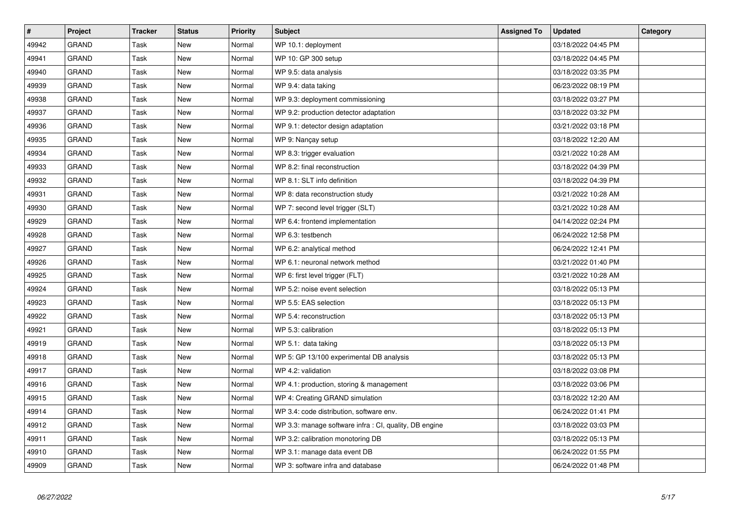| # | Project | Tracker | Status | Priority | Subject | Assigned To | Updated | Category |
|---|---|---|---|---|---|---|---|---|
| 49942 | GRAND | Task | New | Normal | WP 10.1: deployment | | 03/18/2022 04:45 PM | |
| 49941 | GRAND | Task | New | Normal | WP 10: GP 300 setup | | 03/18/2022 04:45 PM | |
| 49940 | GRAND | Task | New | Normal | WP 9.5: data analysis | | 03/18/2022 03:35 PM | |
| 49939 | GRAND | Task | New | Normal | WP 9.4: data taking | | 06/23/2022 08:19 PM | |
| 49938 | GRAND | Task | New | Normal | WP 9.3: deployment commissioning | | 03/18/2022 03:27 PM | |
| 49937 | GRAND | Task | New | Normal | WP 9.2: production detector adaptation | | 03/18/2022 03:32 PM | |
| 49936 | GRAND | Task | New | Normal | WP 9.1: detector design adaptation | | 03/21/2022 03:18 PM | |
| 49935 | GRAND | Task | New | Normal | WP 9: Nançay setup | | 03/18/2022 12:20 AM | |
| 49934 | GRAND | Task | New | Normal | WP 8.3: trigger evaluation | | 03/21/2022 10:28 AM | |
| 49933 | GRAND | Task | New | Normal | WP 8.2: final reconstruction | | 03/18/2022 04:39 PM | |
| 49932 | GRAND | Task | New | Normal | WP 8.1: SLT info definition | | 03/18/2022 04:39 PM | |
| 49931 | GRAND | Task | New | Normal | WP 8: data reconstruction study | | 03/21/2022 10:28 AM | |
| 49930 | GRAND | Task | New | Normal | WP 7: second level trigger (SLT) | | 03/21/2022 10:28 AM | |
| 49929 | GRAND | Task | New | Normal | WP 6.4: frontend implementation | | 04/14/2022 02:24 PM | |
| 49928 | GRAND | Task | New | Normal | WP 6.3: testbench | | 06/24/2022 12:58 PM | |
| 49927 | GRAND | Task | New | Normal | WP 6.2: analytical method | | 06/24/2022 12:41 PM | |
| 49926 | GRAND | Task | New | Normal | WP 6.1: neuronal network method | | 03/21/2022 01:40 PM | |
| 49925 | GRAND | Task | New | Normal | WP 6: first level trigger (FLT) | | 03/21/2022 10:28 AM | |
| 49924 | GRAND | Task | New | Normal | WP 5.2: noise event selection | | 03/18/2022 05:13 PM | |
| 49923 | GRAND | Task | New | Normal | WP 5.5: EAS selection | | 03/18/2022 05:13 PM | |
| 49922 | GRAND | Task | New | Normal | WP 5.4: reconstruction | | 03/18/2022 05:13 PM | |
| 49921 | GRAND | Task | New | Normal | WP 5.3: calibration | | 03/18/2022 05:13 PM | |
| 49919 | GRAND | Task | New | Normal | WP 5.1: data taking | | 03/18/2022 05:13 PM | |
| 49918 | GRAND | Task | New | Normal | WP 5: GP 13/100 experimental DB analysis | | 03/18/2022 05:13 PM | |
| 49917 | GRAND | Task | New | Normal | WP 4.2: validation | | 03/18/2022 03:08 PM | |
| 49916 | GRAND | Task | New | Normal | WP 4.1: production, storing & management | | 03/18/2022 03:06 PM | |
| 49915 | GRAND | Task | New | Normal | WP 4: Creating GRAND simulation | | 03/18/2022 12:20 AM | |
| 49914 | GRAND | Task | New | Normal | WP 3.4: code distribution, software env. | | 06/24/2022 01:41 PM | |
| 49912 | GRAND | Task | New | Normal | WP 3.3: manage software infra : CI, quality, DB engine | | 03/18/2022 03:03 PM | |
| 49911 | GRAND | Task | New | Normal | WP 3.2: calibration monotoring DB | | 03/18/2022 05:13 PM | |
| 49910 | GRAND | Task | New | Normal | WP 3.1: manage data event DB | | 06/24/2022 01:55 PM | |
| 49909 | GRAND | Task | New | Normal | WP 3: software infra and database | | 06/24/2022 01:48 PM | |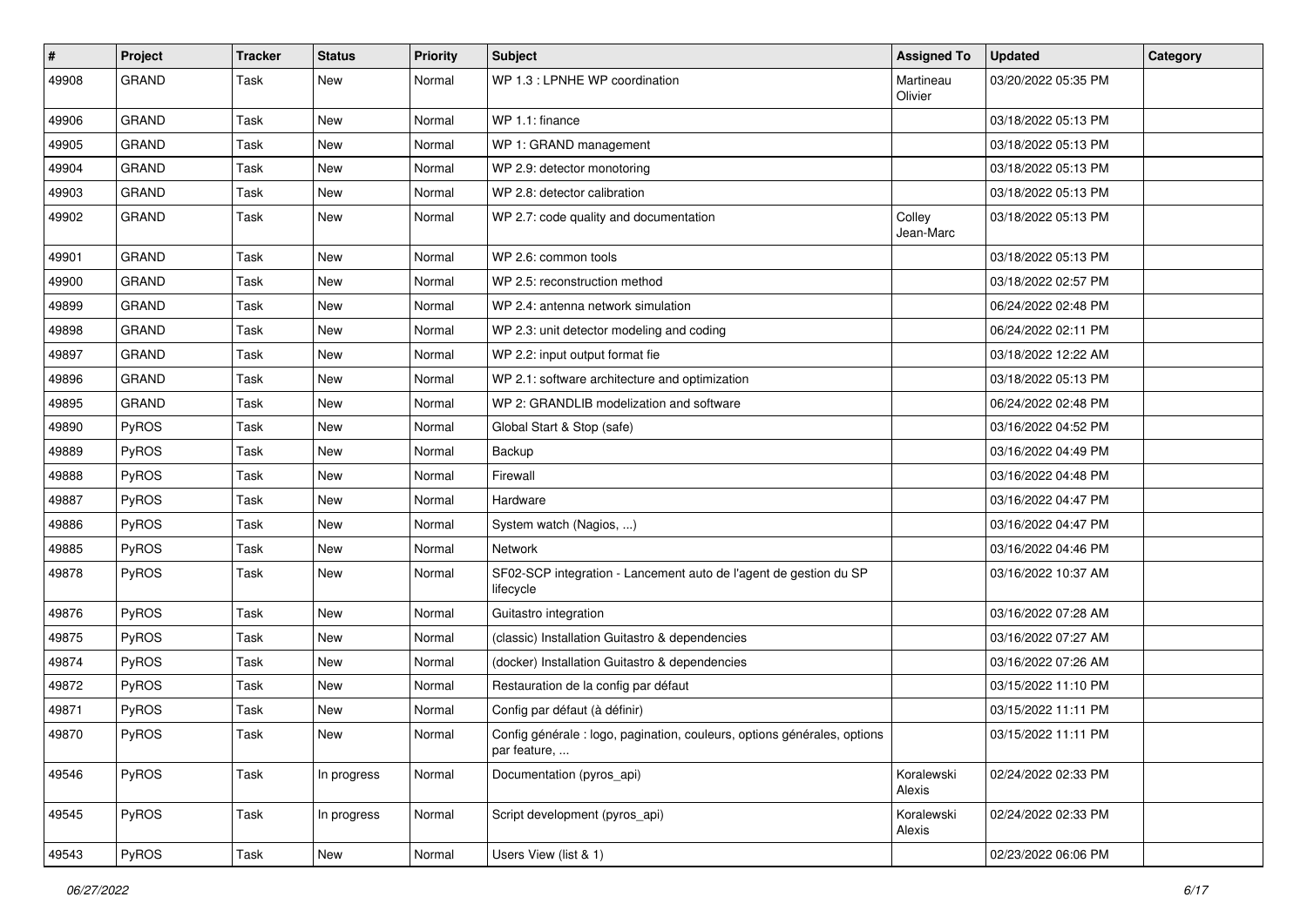| # | Project | Tracker | Status | Priority | Subject | Assigned To | Updated | Category |
|---|---|---|---|---|---|---|---|---|
| 49908 | GRAND | Task | New | Normal | WP 1.3 : LPNHE WP coordination | Martineau Olivier | 03/20/2022 05:35 PM | |
| 49906 | GRAND | Task | New | Normal | WP 1.1: finance | | 03/18/2022 05:13 PM | |
| 49905 | GRAND | Task | New | Normal | WP 1: GRAND management | | 03/18/2022 05:13 PM | |
| 49904 | GRAND | Task | New | Normal | WP 2.9: detector monotoring | | 03/18/2022 05:13 PM | |
| 49903 | GRAND | Task | New | Normal | WP 2.8: detector calibration | | 03/18/2022 05:13 PM | |
| 49902 | GRAND | Task | New | Normal | WP 2.7: code quality and documentation | Colley Jean-Marc | 03/18/2022 05:13 PM | |
| 49901 | GRAND | Task | New | Normal | WP 2.6: common tools | | 03/18/2022 05:13 PM | |
| 49900 | GRAND | Task | New | Normal | WP 2.5: reconstruction method | | 03/18/2022 02:57 PM | |
| 49899 | GRAND | Task | New | Normal | WP 2.4: antenna network simulation | | 06/24/2022 02:48 PM | |
| 49898 | GRAND | Task | New | Normal | WP 2.3: unit detector modeling and coding | | 06/24/2022 02:11 PM | |
| 49897 | GRAND | Task | New | Normal | WP 2.2: input output format fie | | 03/18/2022 12:22 AM | |
| 49896 | GRAND | Task | New | Normal | WP 2.1: software architecture and optimization | | 03/18/2022 05:13 PM | |
| 49895 | GRAND | Task | New | Normal | WP 2: GRANDLIB modelization and software | | 06/24/2022 02:48 PM | |
| 49890 | PyROS | Task | New | Normal | Global Start & Stop (safe) | | 03/16/2022 04:52 PM | |
| 49889 | PyROS | Task | New | Normal | Backup | | 03/16/2022 04:49 PM | |
| 49888 | PyROS | Task | New | Normal | Firewall | | 03/16/2022 04:48 PM | |
| 49887 | PyROS | Task | New | Normal | Hardware | | 03/16/2022 04:47 PM | |
| 49886 | PyROS | Task | New | Normal | System watch (Nagios, ...) | | 03/16/2022 04:47 PM | |
| 49885 | PyROS | Task | New | Normal | Network | | 03/16/2022 04:46 PM | |
| 49878 | PyROS | Task | New | Normal | SF02-SCP integration - Lancement auto de l'agent de gestion du SP lifecycle | | 03/16/2022 10:37 AM | |
| 49876 | PyROS | Task | New | Normal | Guitastro integration | | 03/16/2022 07:28 AM | |
| 49875 | PyROS | Task | New | Normal | (classic) Installation Guitastro & dependencies | | 03/16/2022 07:27 AM | |
| 49874 | PyROS | Task | New | Normal | (docker) Installation Guitastro & dependencies | | 03/16/2022 07:26 AM | |
| 49872 | PyROS | Task | New | Normal | Restauration de la config par défaut | | 03/15/2022 11:10 PM | |
| 49871 | PyROS | Task | New | Normal | Config par défaut (à définir) | | 03/15/2022 11:11 PM | |
| 49870 | PyROS | Task | New | Normal | Config générale : logo, pagination, couleurs, options générales, options par feature, ... | | 03/15/2022 11:11 PM | |
| 49546 | PyROS | Task | In progress | Normal | Documentation (pyros_api) | Koralewski Alexis | 02/24/2022 02:33 PM | |
| 49545 | PyROS | Task | In progress | Normal | Script development (pyros_api) | Koralewski Alexis | 02/24/2022 02:33 PM | |
| 49543 | PyROS | Task | New | Normal | Users View (list & 1) | | 02/23/2022 06:06 PM | |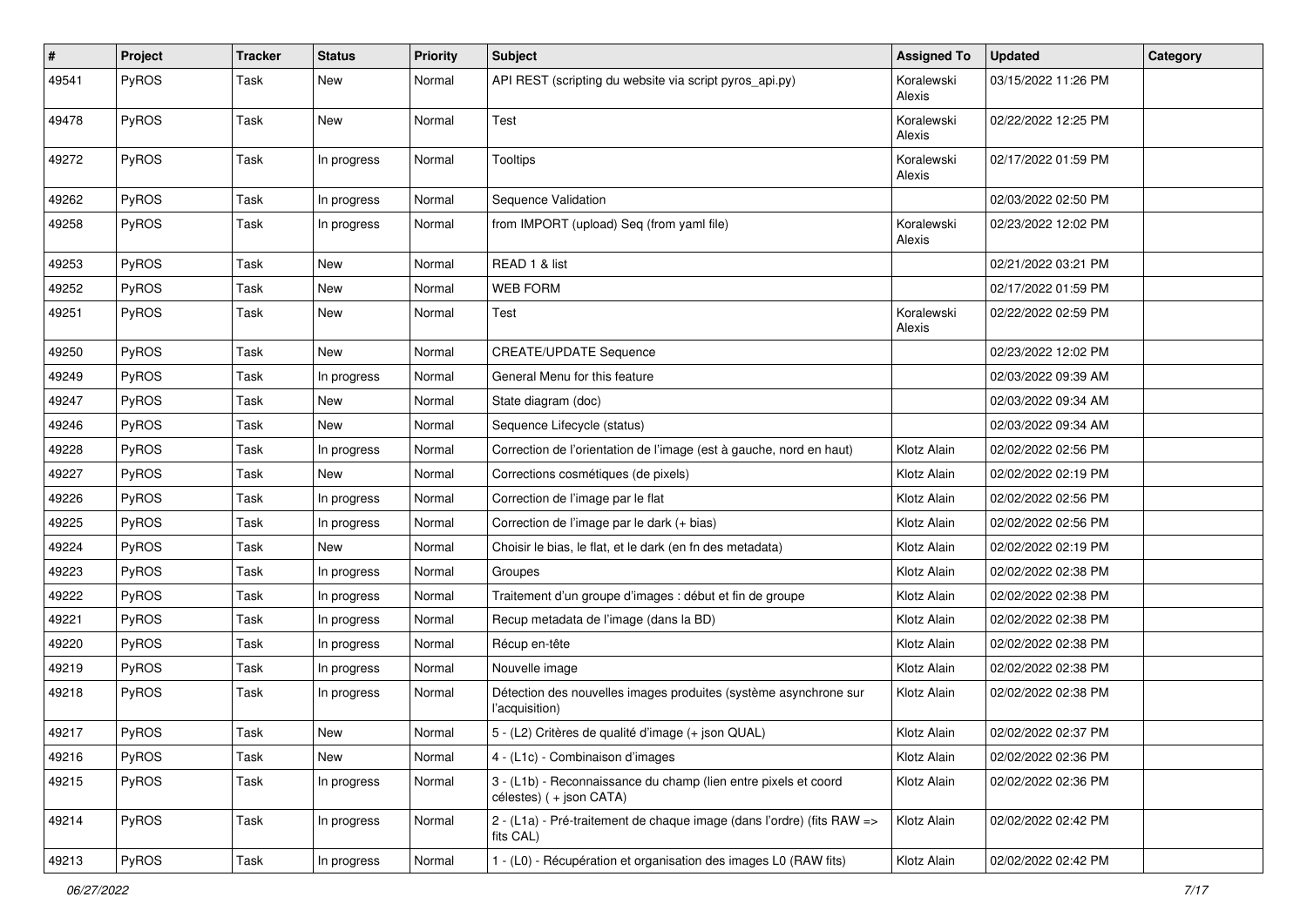| # | Project | Tracker | Status | Priority | Subject | Assigned To | Updated | Category |
|---|---|---|---|---|---|---|---|---|
| 49541 | PyROS | Task | New | Normal | API REST (scripting du website via script pyros_api.py) | Koralewski Alexis | 03/15/2022 11:26 PM | |
| 49478 | PyROS | Task | New | Normal | Test | Koralewski Alexis | 02/22/2022 12:25 PM | |
| 49272 | PyROS | Task | In progress | Normal | Tooltips | Koralewski Alexis | 02/17/2022 01:59 PM | |
| 49262 | PyROS | Task | In progress | Normal | Sequence Validation | | 02/03/2022 02:50 PM | |
| 49258 | PyROS | Task | In progress | Normal | from IMPORT (upload) Seq (from yaml file) | Koralewski Alexis | 02/23/2022 12:02 PM | |
| 49253 | PyROS | Task | New | Normal | READ 1 & list | | 02/21/2022 03:21 PM | |
| 49252 | PyROS | Task | New | Normal | WEB FORM | | 02/17/2022 01:59 PM | |
| 49251 | PyROS | Task | New | Normal | Test | Koralewski Alexis | 02/22/2022 02:59 PM | |
| 49250 | PyROS | Task | New | Normal | CREATE/UPDATE Sequence | | 02/23/2022 12:02 PM | |
| 49249 | PyROS | Task | In progress | Normal | General Menu for this feature | | 02/03/2022 09:39 AM | |
| 49247 | PyROS | Task | New | Normal | State diagram (doc) | | 02/03/2022 09:34 AM | |
| 49246 | PyROS | Task | New | Normal | Sequence Lifecycle (status) | | 02/03/2022 09:34 AM | |
| 49228 | PyROS | Task | In progress | Normal | Correction de l'orientation de l'image (est à gauche, nord en haut) | Klotz Alain | 02/02/2022 02:56 PM | |
| 49227 | PyROS | Task | New | Normal | Corrections cosmétiques (de pixels) | Klotz Alain | 02/02/2022 02:19 PM | |
| 49226 | PyROS | Task | In progress | Normal | Correction de l'image par le flat | Klotz Alain | 02/02/2022 02:56 PM | |
| 49225 | PyROS | Task | In progress | Normal | Correction de l'image par le dark (+ bias) | Klotz Alain | 02/02/2022 02:56 PM | |
| 49224 | PyROS | Task | New | Normal | Choisir le bias, le flat, et le dark (en fn des metadata) | Klotz Alain | 02/02/2022 02:19 PM | |
| 49223 | PyROS | Task | In progress | Normal | Groupes | Klotz Alain | 02/02/2022 02:38 PM | |
| 49222 | PyROS | Task | In progress | Normal | Traitement d'un groupe d'images : début et fin de groupe | Klotz Alain | 02/02/2022 02:38 PM | |
| 49221 | PyROS | Task | In progress | Normal | Recup metadata de l'image (dans la BD) | Klotz Alain | 02/02/2022 02:38 PM | |
| 49220 | PyROS | Task | In progress | Normal | Récup en-tête | Klotz Alain | 02/02/2022 02:38 PM | |
| 49219 | PyROS | Task | In progress | Normal | Nouvelle image | Klotz Alain | 02/02/2022 02:38 PM | |
| 49218 | PyROS | Task | In progress | Normal | Détection des nouvelles images produites (système asynchrone sur l'acquisition) | Klotz Alain | 02/02/2022 02:38 PM | |
| 49217 | PyROS | Task | New | Normal | 5 - (L2) Critères de qualité d'image (+ json QUAL) | Klotz Alain | 02/02/2022 02:37 PM | |
| 49216 | PyROS | Task | New | Normal | 4 - (L1c) - Combinaison d'images | Klotz Alain | 02/02/2022 02:36 PM | |
| 49215 | PyROS | Task | In progress | Normal | 3 - (L1b) - Reconnaissance du champ (lien entre pixels et coord célestes) ( + json CATA) | Klotz Alain | 02/02/2022 02:36 PM | |
| 49214 | PyROS | Task | In progress | Normal | 2 - (L1a) - Pré-traitement de chaque image (dans l'ordre) (fits RAW => fits CAL) | Klotz Alain | 02/02/2022 02:42 PM | |
| 49213 | PyROS | Task | In progress | Normal | 1 - (L0) - Récupération et organisation des images L0 (RAW fits) | Klotz Alain | 02/02/2022 02:42 PM | |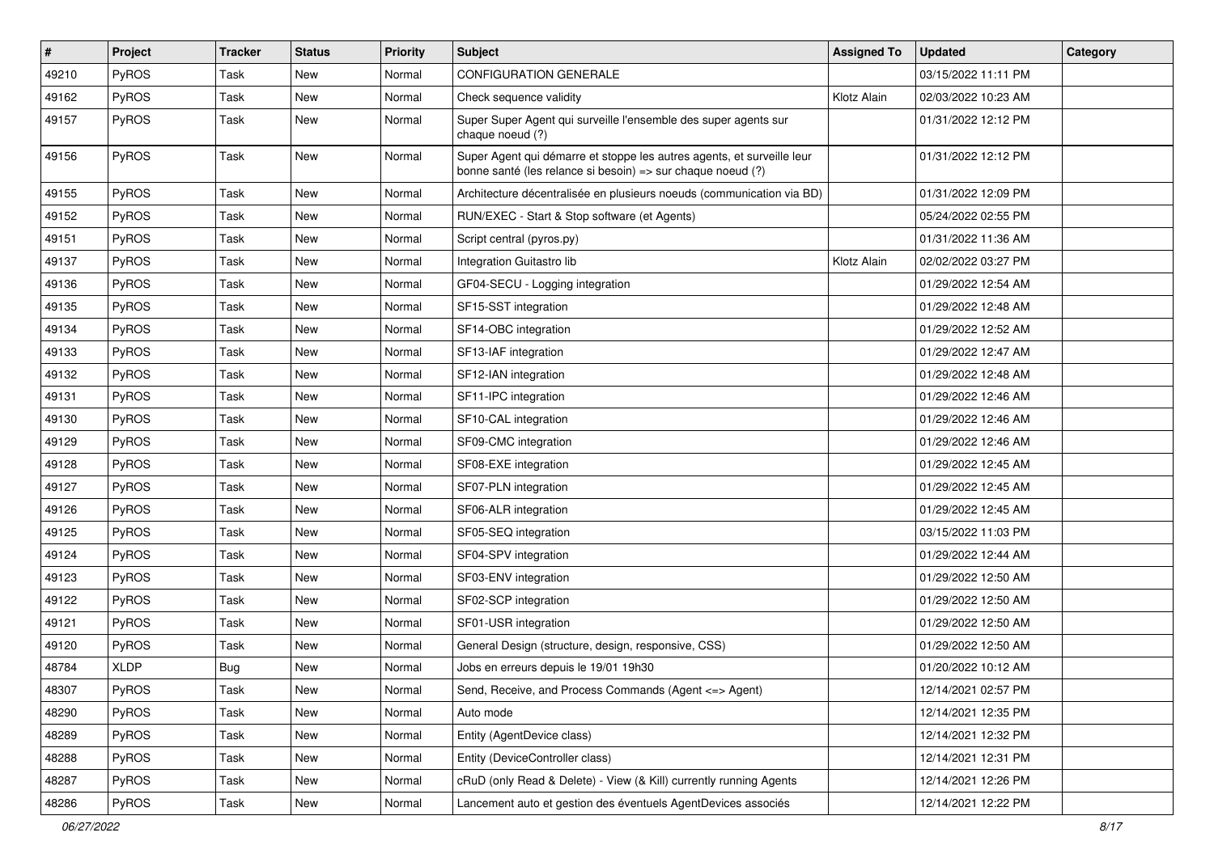| # | Project | Tracker | Status | Priority | Subject | Assigned To | Updated | Category |
|---|---|---|---|---|---|---|---|---|
| 49210 | PyROS | Task | New | Normal | CONFIGURATION GENERALE | | 03/15/2022 11:11 PM | |
| 49162 | PyROS | Task | New | Normal | Check sequence validity | Klotz Alain | 02/03/2022 10:23 AM | |
| 49157 | PyROS | Task | New | Normal | Super Super Agent qui surveille l'ensemble des super agents sur chaque noeud (?) | | 01/31/2022 12:12 PM | |
| 49156 | PyROS | Task | New | Normal | Super Agent qui démarre et stoppe les autres agents, et surveille leur bonne santé (les relance si besoin) => sur chaque noeud (?) | | 01/31/2022 12:12 PM | |
| 49155 | PyROS | Task | New | Normal | Architecture décentralisée en plusieurs noeuds (communication via BD) | | 01/31/2022 12:09 PM | |
| 49152 | PyROS | Task | New | Normal | RUN/EXEC - Start & Stop software (et Agents) | | 05/24/2022 02:55 PM | |
| 49151 | PyROS | Task | New | Normal | Script central (pyros.py) | | 01/31/2022 11:36 AM | |
| 49137 | PyROS | Task | New | Normal | Integration Guitastro lib | Klotz Alain | 02/02/2022 03:27 PM | |
| 49136 | PyROS | Task | New | Normal | GF04-SECU - Logging integration | | 01/29/2022 12:54 AM | |
| 49135 | PyROS | Task | New | Normal | SF15-SST integration | | 01/29/2022 12:48 AM | |
| 49134 | PyROS | Task | New | Normal | SF14-OBC integration | | 01/29/2022 12:52 AM | |
| 49133 | PyROS | Task | New | Normal | SF13-IAF integration | | 01/29/2022 12:47 AM | |
| 49132 | PyROS | Task | New | Normal | SF12-IAN integration | | 01/29/2022 12:48 AM | |
| 49131 | PyROS | Task | New | Normal | SF11-IPC integration | | 01/29/2022 12:46 AM | |
| 49130 | PyROS | Task | New | Normal | SF10-CAL integration | | 01/29/2022 12:46 AM | |
| 49129 | PyROS | Task | New | Normal | SF09-CMC integration | | 01/29/2022 12:46 AM | |
| 49128 | PyROS | Task | New | Normal | SF08-EXE integration | | 01/29/2022 12:45 AM | |
| 49127 | PyROS | Task | New | Normal | SF07-PLN integration | | 01/29/2022 12:45 AM | |
| 49126 | PyROS | Task | New | Normal | SF06-ALR integration | | 01/29/2022 12:45 AM | |
| 49125 | PyROS | Task | New | Normal | SF05-SEQ integration | | 03/15/2022 11:03 PM | |
| 49124 | PyROS | Task | New | Normal | SF04-SPV integration | | 01/29/2022 12:44 AM | |
| 49123 | PyROS | Task | New | Normal | SF03-ENV integration | | 01/29/2022 12:50 AM | |
| 49122 | PyROS | Task | New | Normal | SF02-SCP integration | | 01/29/2022 12:50 AM | |
| 49121 | PyROS | Task | New | Normal | SF01-USR integration | | 01/29/2022 12:50 AM | |
| 49120 | PyROS | Task | New | Normal | General Design (structure, design, responsive, CSS) | | 01/29/2022 12:50 AM | |
| 48784 | XLDP | Bug | New | Normal | Jobs en erreurs depuis le 19/01 19h30 | | 01/20/2022 10:12 AM | |
| 48307 | PyROS | Task | New | Normal | Send, Receive, and Process Commands (Agent <=> Agent) | | 12/14/2021 02:57 PM | |
| 48290 | PyROS | Task | New | Normal | Auto mode | | 12/14/2021 12:35 PM | |
| 48289 | PyROS | Task | New | Normal | Entity (AgentDevice class) | | 12/14/2021 12:32 PM | |
| 48288 | PyROS | Task | New | Normal | Entity (DeviceController class) | | 12/14/2021 12:31 PM | |
| 48287 | PyROS | Task | New | Normal | cRuD (only Read & Delete) - View (& Kill) currently running Agents | | 12/14/2021 12:26 PM | |
| 48286 | PyROS | Task | New | Normal | Lancement auto et gestion des éventuels AgentDevices associés | | 12/14/2021 12:22 PM | |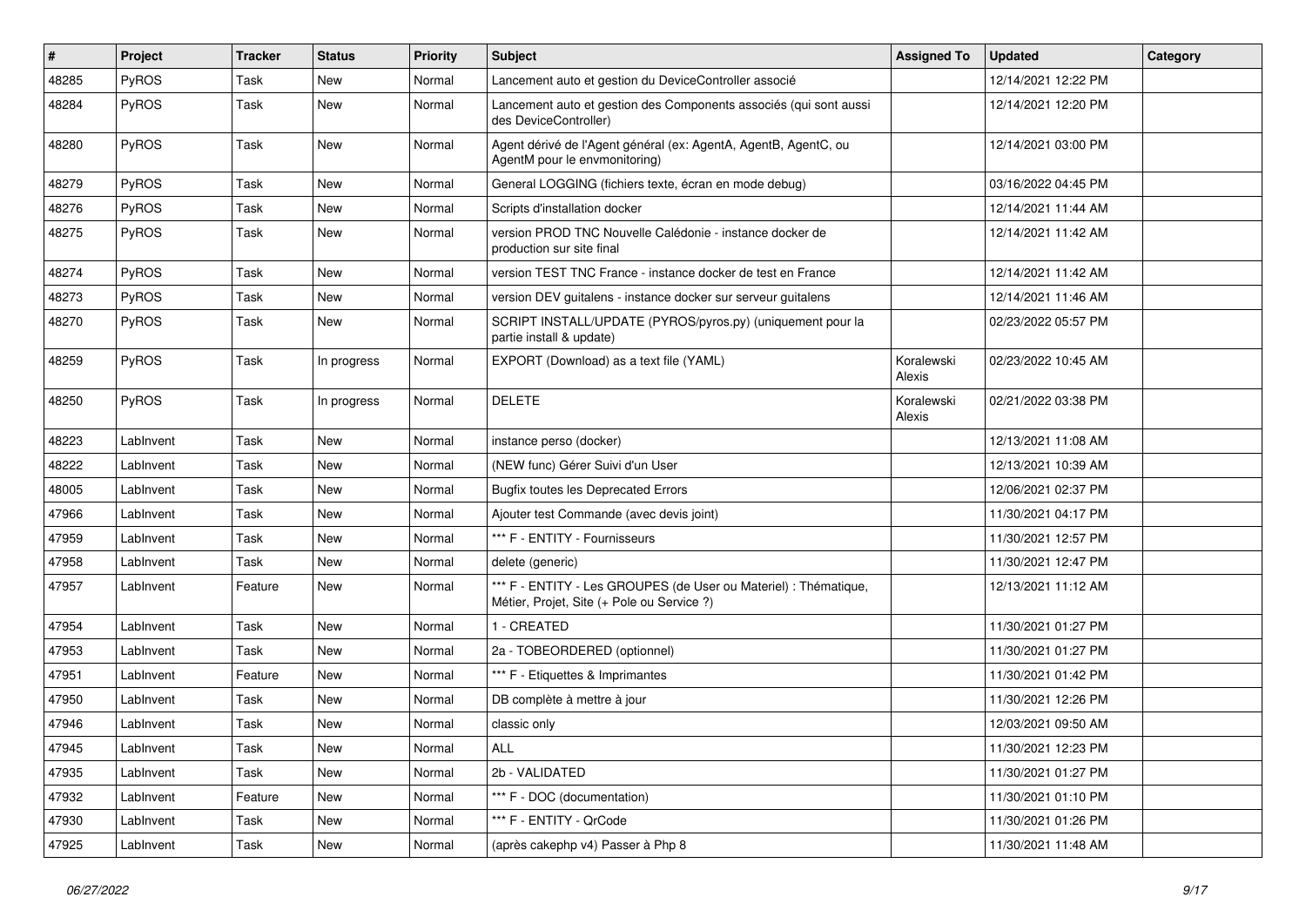| # | Project | Tracker | Status | Priority | Subject | Assigned To | Updated | Category |
| --- | --- | --- | --- | --- | --- | --- | --- | --- |
| 48285 | PyROS | Task | New | Normal | Lancement auto et gestion du DeviceController associé | | 12/14/2021 12:22 PM | |
| 48284 | PyROS | Task | New | Normal | Lancement auto et gestion des Components associés (qui sont aussi des DeviceController) | | 12/14/2021 12:20 PM | |
| 48280 | PyROS | Task | New | Normal | Agent dérivé de l'Agent général (ex: AgentA, AgentB, AgentC, ou AgentM pour le envmonitoring) | | 12/14/2021 03:00 PM | |
| 48279 | PyROS | Task | New | Normal | General LOGGING (fichiers texte, écran en mode debug) | | 03/16/2022 04:45 PM | |
| 48276 | PyROS | Task | New | Normal | Scripts d'installation docker | | 12/14/2021 11:44 AM | |
| 48275 | PyROS | Task | New | Normal | version PROD TNC Nouvelle Calédonie - instance docker de production sur site final | | 12/14/2021 11:42 AM | |
| 48274 | PyROS | Task | New | Normal | version TEST TNC France - instance docker de test en France | | 12/14/2021 11:42 AM | |
| 48273 | PyROS | Task | New | Normal | version DEV guitalens - instance docker sur serveur guitalens | | 12/14/2021 11:46 AM | |
| 48270 | PyROS | Task | New | Normal | SCRIPT INSTALL/UPDATE (PYROS/pyros.py) (uniquement pour la partie install & update) | | 02/23/2022 05:57 PM | |
| 48259 | PyROS | Task | In progress | Normal | EXPORT (Download) as a text file (YAML) | Koralewski Alexis | 02/23/2022 10:45 AM | |
| 48250 | PyROS | Task | In progress | Normal | DELETE | Koralewski Alexis | 02/21/2022 03:38 PM | |
| 48223 | LabInvent | Task | New | Normal | instance perso (docker) | | 12/13/2021 11:08 AM | |
| 48222 | LabInvent | Task | New | Normal | (NEW func) Gérer Suivi d'un User | | 12/13/2021 10:39 AM | |
| 48005 | LabInvent | Task | New | Normal | Bugfix toutes les Deprecated Errors | | 12/06/2021 02:37 PM | |
| 47966 | LabInvent | Task | New | Normal | Ajouter test Commande (avec devis joint) | | 11/30/2021 04:17 PM | |
| 47959 | LabInvent | Task | New | Normal | *** F - ENTITY - Fournisseurs | | 11/30/2021 12:57 PM | |
| 47958 | LabInvent | Task | New | Normal | delete (generic) | | 11/30/2021 12:47 PM | |
| 47957 | LabInvent | Feature | New | Normal | *** F - ENTITY - Les GROUPES (de User ou Materiel) : Thématique, Métier, Projet, Site (+ Pole ou Service ?) | | 12/13/2021 11:12 AM | |
| 47954 | LabInvent | Task | New | Normal | 1 - CREATED | | 11/30/2021 01:27 PM | |
| 47953 | LabInvent | Task | New | Normal | 2a - TOBEORDERED (optionnel) | | 11/30/2021 01:27 PM | |
| 47951 | LabInvent | Feature | New | Normal | *** F - Etiquettes & Imprimantes | | 11/30/2021 01:42 PM | |
| 47950 | LabInvent | Task | New | Normal | DB complète à mettre à jour | | 11/30/2021 12:26 PM | |
| 47946 | LabInvent | Task | New | Normal | classic only | | 12/03/2021 09:50 AM | |
| 47945 | LabInvent | Task | New | Normal | ALL | | 11/30/2021 12:23 PM | |
| 47935 | LabInvent | Task | New | Normal | 2b - VALIDATED | | 11/30/2021 01:27 PM | |
| 47932 | LabInvent | Feature | New | Normal | *** F - DOC (documentation) | | 11/30/2021 01:10 PM | |
| 47930 | LabInvent | Task | New | Normal | *** F - ENTITY - QrCode | | 11/30/2021 01:26 PM | |
| 47925 | LabInvent | Task | New | Normal | (après cakephp v4) Passer à Php 8 | | 11/30/2021 11:48 AM | |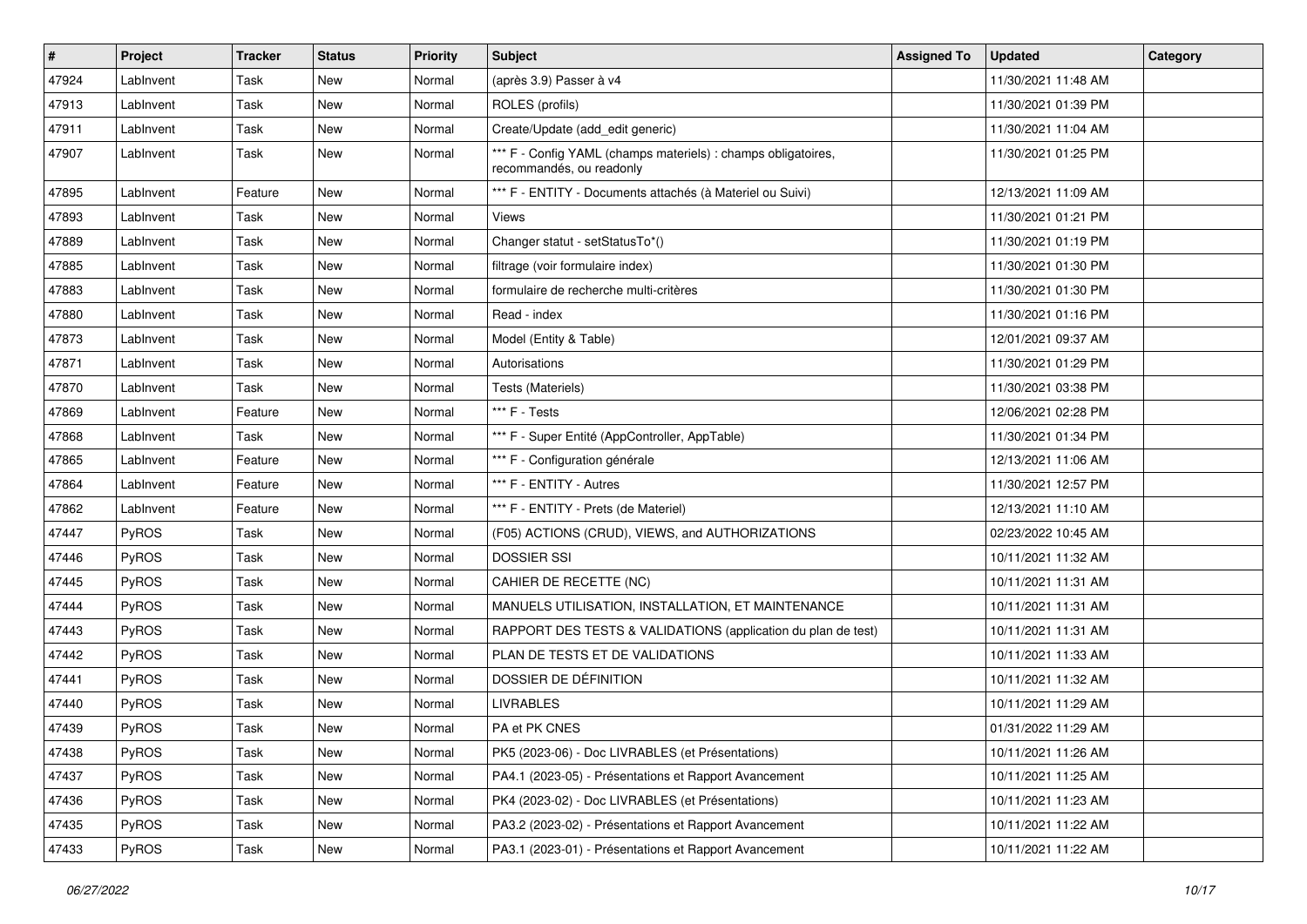| # | Project | Tracker | Status | Priority | Subject | Assigned To | Updated | Category |
|---|---|---|---|---|---|---|---|---|
| 47924 | LabInvent | Task | New | Normal | (après 3.9) Passer à v4 | | 11/30/2021 11:48 AM | |
| 47913 | LabInvent | Task | New | Normal | ROLES (profils) | | 11/30/2021 01:39 PM | |
| 47911 | LabInvent | Task | New | Normal | Create/Update (add_edit generic) | | 11/30/2021 11:04 AM | |
| 47907 | LabInvent | Task | New | Normal | *** F - Config YAML (champs materiels) : champs obligatoires, recommandés, ou readonly | | 11/30/2021 01:25 PM | |
| 47895 | LabInvent | Feature | New | Normal | *** F - ENTITY - Documents attachés (à Materiel ou Suivi) | | 12/13/2021 11:09 AM | |
| 47893 | LabInvent | Task | New | Normal | Views | | 11/30/2021 01:21 PM | |
| 47889 | LabInvent | Task | New | Normal | Changer statut - setStatusTo*() | | 11/30/2021 01:19 PM | |
| 47885 | LabInvent | Task | New | Normal | filtrage (voir formulaire index) | | 11/30/2021 01:30 PM | |
| 47883 | LabInvent | Task | New | Normal | formulaire de recherche multi-critères | | 11/30/2021 01:30 PM | |
| 47880 | LabInvent | Task | New | Normal | Read - index | | 11/30/2021 01:16 PM | |
| 47873 | LabInvent | Task | New | Normal | Model (Entity & Table) | | 12/01/2021 09:37 AM | |
| 47871 | LabInvent | Task | New | Normal | Autorisations | | 11/30/2021 01:29 PM | |
| 47870 | LabInvent | Task | New | Normal | Tests (Materiels) | | 11/30/2021 03:38 PM | |
| 47869 | LabInvent | Feature | New | Normal | *** F - Tests | | 12/06/2021 02:28 PM | |
| 47868 | LabInvent | Task | New | Normal | *** F - Super Entité (AppController, AppTable) | | 11/30/2021 01:34 PM | |
| 47865 | LabInvent | Feature | New | Normal | *** F - Configuration générale | | 12/13/2021 11:06 AM | |
| 47864 | LabInvent | Feature | New | Normal | *** F - ENTITY - Autres | | 11/30/2021 12:57 PM | |
| 47862 | LabInvent | Feature | New | Normal | *** F - ENTITY - Prets (de Materiel) | | 12/13/2021 11:10 AM | |
| 47447 | PyROS | Task | New | Normal | (F05) ACTIONS (CRUD), VIEWS, and AUTHORIZATIONS | | 02/23/2022 10:45 AM | |
| 47446 | PyROS | Task | New | Normal | DOSSIER SSI | | 10/11/2021 11:32 AM | |
| 47445 | PyROS | Task | New | Normal | CAHIER DE RECETTE (NC) | | 10/11/2021 11:31 AM | |
| 47444 | PyROS | Task | New | Normal | MANUELS UTILISATION, INSTALLATION, ET MAINTENANCE | | 10/11/2021 11:31 AM | |
| 47443 | PyROS | Task | New | Normal | RAPPORT DES TESTS & VALIDATIONS (application du plan de test) | | 10/11/2021 11:31 AM | |
| 47442 | PyROS | Task | New | Normal | PLAN DE TESTS ET DE VALIDATIONS | | 10/11/2021 11:33 AM | |
| 47441 | PyROS | Task | New | Normal | DOSSIER DE DÉFINITION | | 10/11/2021 11:32 AM | |
| 47440 | PyROS | Task | New | Normal | LIVRABLES | | 10/11/2021 11:29 AM | |
| 47439 | PyROS | Task | New | Normal | PA et PK CNES | | 01/31/2022 11:29 AM | |
| 47438 | PyROS | Task | New | Normal | PK5 (2023-06) - Doc LIVRABLES (et Présentations) | | 10/11/2021 11:26 AM | |
| 47437 | PyROS | Task | New | Normal | PA4.1 (2023-05) - Présentations et Rapport Avancement | | 10/11/2021 11:25 AM | |
| 47436 | PyROS | Task | New | Normal | PK4 (2023-02) - Doc LIVRABLES (et Présentations) | | 10/11/2021 11:23 AM | |
| 47435 | PyROS | Task | New | Normal | PA3.2 (2023-02) - Présentations et Rapport Avancement | | 10/11/2021 11:22 AM | |
| 47433 | PyROS | Task | New | Normal | PA3.1 (2023-01) - Présentations et Rapport Avancement | | 10/11/2021 11:22 AM | |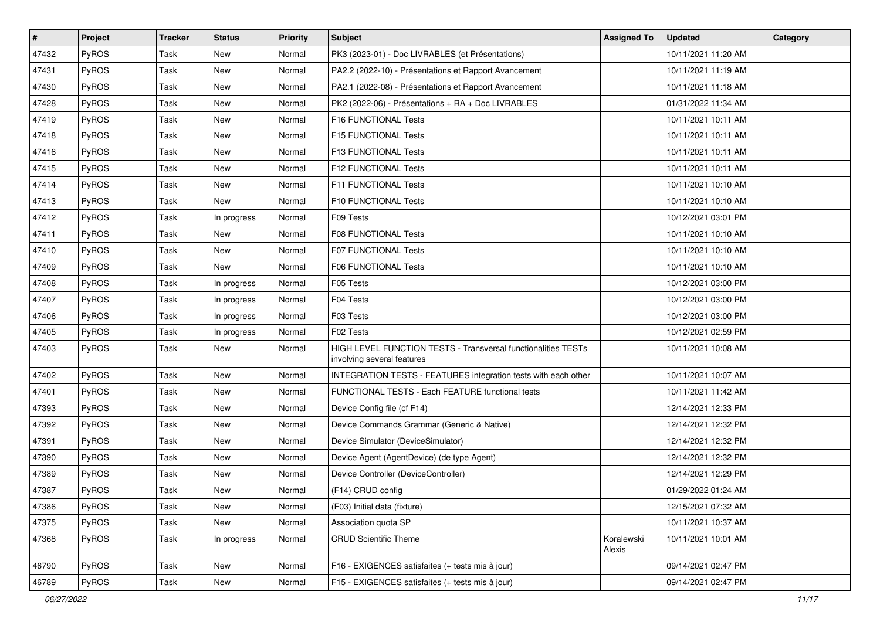| # | Project | Tracker | Status | Priority | Subject | Assigned To | Updated | Category |
|---|---|---|---|---|---|---|---|---|
| 47432 | PyROS | Task | New | Normal | PK3 (2023-01) - Doc LIVRABLES (et Présentations) | | 10/11/2021 11:20 AM | |
| 47431 | PyROS | Task | New | Normal | PA2.2 (2022-10) - Présentations et Rapport Avancement | | 10/11/2021 11:19 AM | |
| 47430 | PyROS | Task | New | Normal | PA2.1 (2022-08) - Présentations et Rapport Avancement | | 10/11/2021 11:18 AM | |
| 47428 | PyROS | Task | New | Normal | PK2 (2022-06) - Présentations + RA + Doc LIVRABLES | | 01/31/2022 11:34 AM | |
| 47419 | PyROS | Task | New | Normal | F16 FUNCTIONAL Tests | | 10/11/2021 10:11 AM | |
| 47418 | PyROS | Task | New | Normal | F15 FUNCTIONAL Tests | | 10/11/2021 10:11 AM | |
| 47416 | PyROS | Task | New | Normal | F13 FUNCTIONAL Tests | | 10/11/2021 10:11 AM | |
| 47415 | PyROS | Task | New | Normal | F12 FUNCTIONAL Tests | | 10/11/2021 10:11 AM | |
| 47414 | PyROS | Task | New | Normal | F11 FUNCTIONAL Tests | | 10/11/2021 10:10 AM | |
| 47413 | PyROS | Task | New | Normal | F10 FUNCTIONAL Tests | | 10/11/2021 10:10 AM | |
| 47412 | PyROS | Task | In progress | Normal | F09 Tests | | 10/12/2021 03:01 PM | |
| 47411 | PyROS | Task | New | Normal | F08 FUNCTIONAL Tests | | 10/11/2021 10:10 AM | |
| 47410 | PyROS | Task | New | Normal | F07 FUNCTIONAL Tests | | 10/11/2021 10:10 AM | |
| 47409 | PyROS | Task | New | Normal | F06 FUNCTIONAL Tests | | 10/11/2021 10:10 AM | |
| 47408 | PyROS | Task | In progress | Normal | F05 Tests | | 10/12/2021 03:00 PM | |
| 47407 | PyROS | Task | In progress | Normal | F04 Tests | | 10/12/2021 03:00 PM | |
| 47406 | PyROS | Task | In progress | Normal | F03 Tests | | 10/12/2021 03:00 PM | |
| 47405 | PyROS | Task | In progress | Normal | F02 Tests | | 10/12/2021 02:59 PM | |
| 47403 | PyROS | Task | New | Normal | HIGH LEVEL FUNCTION TESTS - Transversal functionalities TESTs involving several features | | 10/11/2021 10:08 AM | |
| 47402 | PyROS | Task | New | Normal | INTEGRATION TESTS - FEATURES integration tests with each other | | 10/11/2021 10:07 AM | |
| 47401 | PyROS | Task | New | Normal | FUNCTIONAL TESTS - Each FEATURE functional tests | | 10/11/2021 11:42 AM | |
| 47393 | PyROS | Task | New | Normal | Device Config file (cf F14) | | 12/14/2021 12:33 PM | |
| 47392 | PyROS | Task | New | Normal | Device Commands Grammar (Generic & Native) | | 12/14/2021 12:32 PM | |
| 47391 | PyROS | Task | New | Normal | Device Simulator (DeviceSimulator) | | 12/14/2021 12:32 PM | |
| 47390 | PyROS | Task | New | Normal | Device Agent (AgentDevice) (de type Agent) | | 12/14/2021 12:32 PM | |
| 47389 | PyROS | Task | New | Normal | Device Controller (DeviceController) | | 12/14/2021 12:29 PM | |
| 47387 | PyROS | Task | New | Normal | (F14) CRUD config | | 01/29/2022 01:24 AM | |
| 47386 | PyROS | Task | New | Normal | (F03) Initial data (fixture) | | 12/15/2021 07:32 AM | |
| 47375 | PyROS | Task | New | Normal | Association quota SP | | 10/11/2021 10:37 AM | |
| 47368 | PyROS | Task | In progress | Normal | CRUD Scientific Theme | Koralewski Alexis | 10/11/2021 10:01 AM | |
| 46790 | PyROS | Task | New | Normal | F16 - EXIGENCES satisfaites (+ tests mis à jour) | | 09/14/2021 02:47 PM | |
| 46789 | PyROS | Task | New | Normal | F15 - EXIGENCES satisfaites (+ tests mis à jour) | | 09/14/2021 02:47 PM | |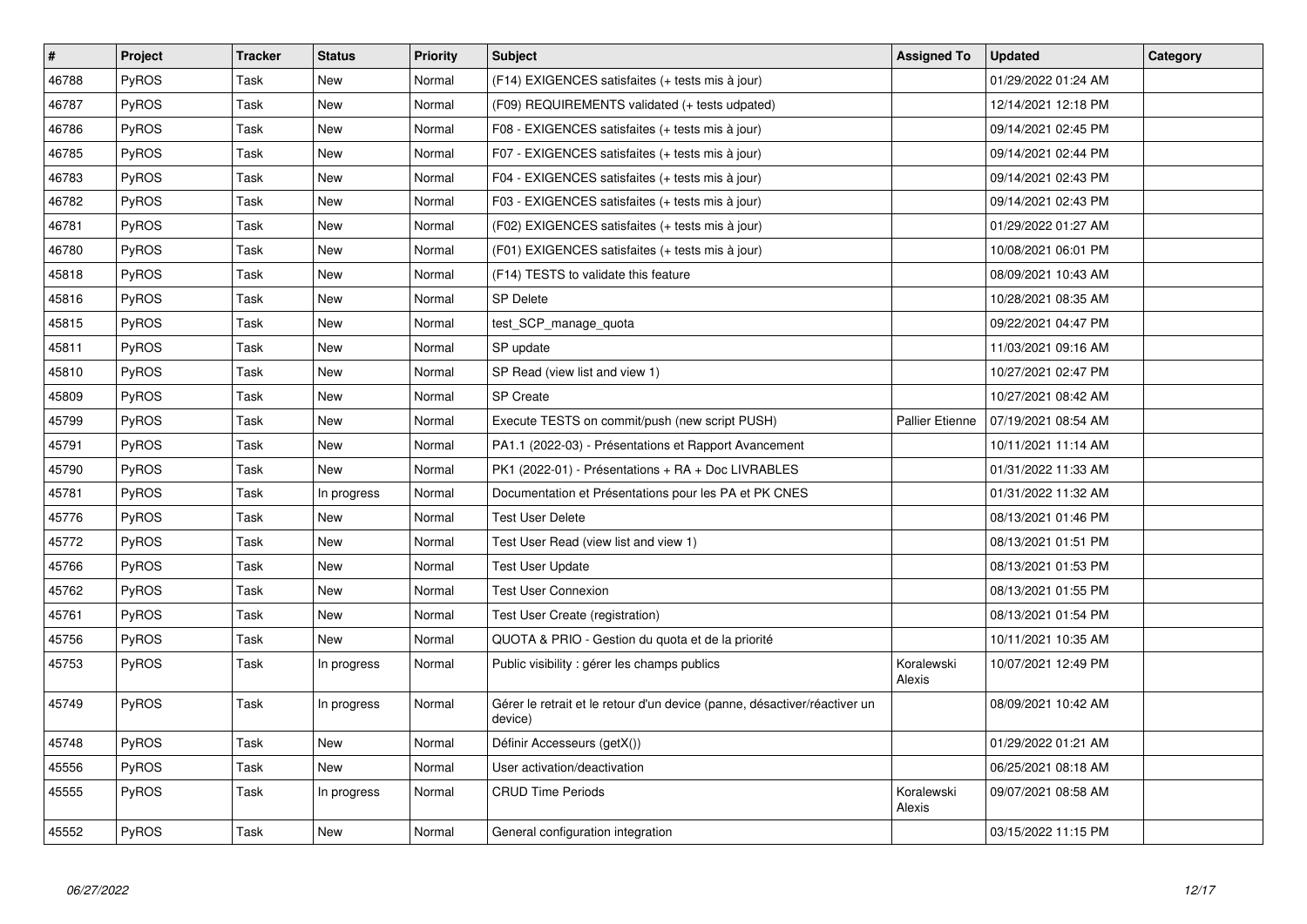| # | Project | Tracker | Status | Priority | Subject | Assigned To | Updated | Category |
|---|---|---|---|---|---|---|---|---|
| 46788 | PyROS | Task | New | Normal | (F14) EXIGENCES satisfaites (+ tests mis à jour) | | 01/29/2022 01:24 AM | |
| 46787 | PyROS | Task | New | Normal | (F09) REQUIREMENTS validated (+ tests udpated) | | 12/14/2021 12:18 PM | |
| 46786 | PyROS | Task | New | Normal | F08 - EXIGENCES satisfaites (+ tests mis à jour) | | 09/14/2021 02:45 PM | |
| 46785 | PyROS | Task | New | Normal | F07 - EXIGENCES satisfaites (+ tests mis à jour) | | 09/14/2021 02:44 PM | |
| 46783 | PyROS | Task | New | Normal | F04 - EXIGENCES satisfaites (+ tests mis à jour) | | 09/14/2021 02:43 PM | |
| 46782 | PyROS | Task | New | Normal | F03 - EXIGENCES satisfaites (+ tests mis à jour) | | 09/14/2021 02:43 PM | |
| 46781 | PyROS | Task | New | Normal | (F02) EXIGENCES satisfaites (+ tests mis à jour) | | 01/29/2022 01:27 AM | |
| 46780 | PyROS | Task | New | Normal | (F01) EXIGENCES satisfaites (+ tests mis à jour) | | 10/08/2021 06:01 PM | |
| 45818 | PyROS | Task | New | Normal | (F14) TESTS to validate this feature | | 08/09/2021 10:43 AM | |
| 45816 | PyROS | Task | New | Normal | SP Delete | | 10/28/2021 08:35 AM | |
| 45815 | PyROS | Task | New | Normal | test_SCP_manage_quota | | 09/22/2021 04:47 PM | |
| 45811 | PyROS | Task | New | Normal | SP update | | 11/03/2021 09:16 AM | |
| 45810 | PyROS | Task | New | Normal | SP Read (view list and view 1) | | 10/27/2021 02:47 PM | |
| 45809 | PyROS | Task | New | Normal | SP Create | | 10/27/2021 08:42 AM | |
| 45799 | PyROS | Task | New | Normal | Execute TESTS on commit/push (new script PUSH) | Pallier Etienne | 07/19/2021 08:54 AM | |
| 45791 | PyROS | Task | New | Normal | PA1.1 (2022-03) - Présentations et Rapport Avancement | | 10/11/2021 11:14 AM | |
| 45790 | PyROS | Task | New | Normal | PK1 (2022-01) - Présentations + RA + Doc LIVRABLES | | 01/31/2022 11:33 AM | |
| 45781 | PyROS | Task | In progress | Normal | Documentation et Présentations pour les PA et PK CNES | | 01/31/2022 11:32 AM | |
| 45776 | PyROS | Task | New | Normal | Test User Delete | | 08/13/2021 01:46 PM | |
| 45772 | PyROS | Task | New | Normal | Test User Read (view list and view 1) | | 08/13/2021 01:51 PM | |
| 45766 | PyROS | Task | New | Normal | Test User Update | | 08/13/2021 01:53 PM | |
| 45762 | PyROS | Task | New | Normal | Test User Connexion | | 08/13/2021 01:55 PM | |
| 45761 | PyROS | Task | New | Normal | Test User Create (registration) | | 08/13/2021 01:54 PM | |
| 45756 | PyROS | Task | New | Normal | QUOTA & PRIO - Gestion du quota et de la priorité | | 10/11/2021 10:35 AM | |
| 45753 | PyROS | Task | In progress | Normal | Public visibility : gérer les champs publics | Koralewski Alexis | 10/07/2021 12:49 PM | |
| 45749 | PyROS | Task | In progress | Normal | Gérer le retrait et le retour d'un device (panne, désactiver/réactiver un device) | | 08/09/2021 10:42 AM | |
| 45748 | PyROS | Task | New | Normal | Définir Accesseurs (getX()) | | 01/29/2022 01:21 AM | |
| 45556 | PyROS | Task | New | Normal | User activation/deactivation | | 06/25/2021 08:18 AM | |
| 45555 | PyROS | Task | In progress | Normal | CRUD Time Periods | Koralewski Alexis | 09/07/2021 08:58 AM | |
| 45552 | PyROS | Task | New | Normal | General configuration integration | | 03/15/2022 11:15 PM | |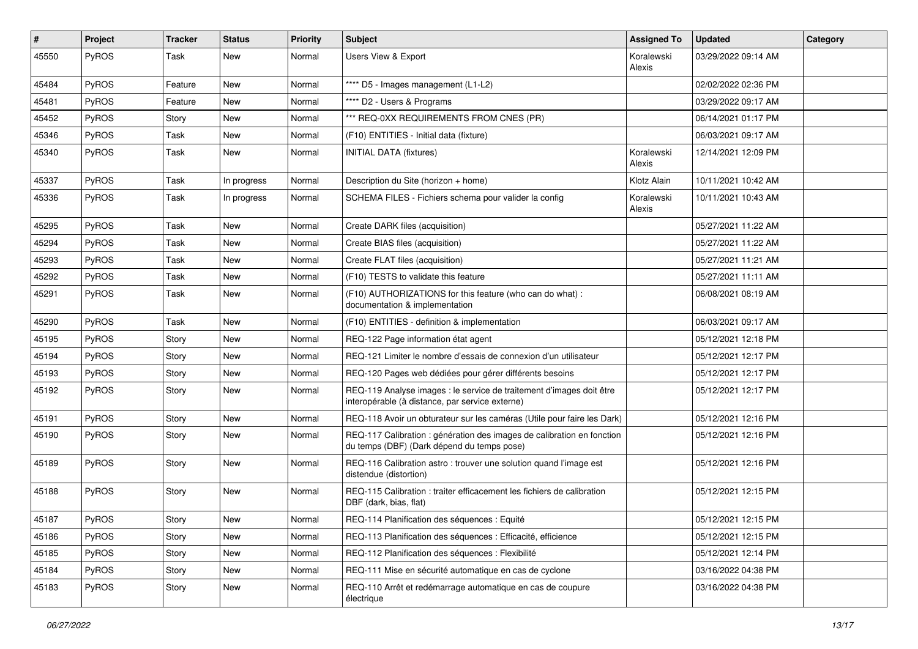| # | Project | Tracker | Status | Priority | Subject | Assigned To | Updated | Category |
|---|---|---|---|---|---|---|---|---|
| 45550 | PyROS | Task | New | Normal | Users View & Export | Koralewski Alexis | 03/29/2022 09:14 AM | |
| 45484 | PyROS | Feature | New | Normal | **** D5 - Images management (L1-L2) | | 02/02/2022 02:36 PM | |
| 45481 | PyROS | Feature | New | Normal | **** D2 - Users & Programs | | 03/29/2022 09:17 AM | |
| 45452 | PyROS | Story | New | Normal | *** REQ-0XX REQUIREMENTS FROM CNES (PR) | | 06/14/2021 01:17 PM | |
| 45346 | PyROS | Task | New | Normal | (F10) ENTITIES - Initial data (fixture) | | 06/03/2021 09:17 AM | |
| 45340 | PyROS | Task | New | Normal | INITIAL DATA (fixtures) | Koralewski Alexis | 12/14/2021 12:09 PM | |
| 45337 | PyROS | Task | In progress | Normal | Description du Site (horizon + home) | Klotz Alain | 10/11/2021 10:42 AM | |
| 45336 | PyROS | Task | In progress | Normal | SCHEMA FILES - Fichiers schema pour valider la config | Koralewski Alexis | 10/11/2021 10:43 AM | |
| 45295 | PyROS | Task | New | Normal | Create DARK files (acquisition) | | 05/27/2021 11:22 AM | |
| 45294 | PyROS | Task | New | Normal | Create BIAS files (acquisition) | | 05/27/2021 11:22 AM | |
| 45293 | PyROS | Task | New | Normal | Create FLAT files (acquisition) | | 05/27/2021 11:21 AM | |
| 45292 | PyROS | Task | New | Normal | (F10) TESTS to validate this feature | | 05/27/2021 11:11 AM | |
| 45291 | PyROS | Task | New | Normal | (F10) AUTHORIZATIONS for this feature (who can do what) : documentation & implementation | | 06/08/2021 08:19 AM | |
| 45290 | PyROS | Task | New | Normal | (F10) ENTITIES - definition & implementation | | 06/03/2021 09:17 AM | |
| 45195 | PyROS | Story | New | Normal | REQ-122 Page information état agent | | 05/12/2021 12:18 PM | |
| 45194 | PyROS | Story | New | Normal | REQ-121 Limiter le nombre d'essais de connexion d'un utilisateur | | 05/12/2021 12:17 PM | |
| 45193 | PyROS | Story | New | Normal | REQ-120 Pages web dédiées pour gérer différents besoins | | 05/12/2021 12:17 PM | |
| 45192 | PyROS | Story | New | Normal | REQ-119 Analyse images : le service de traitement d'images doit être interopérable (à distance, par service externe) | | 05/12/2021 12:17 PM | |
| 45191 | PyROS | Story | New | Normal | REQ-118 Avoir un obturateur sur les caméras (Utile pour faire les Dark) | | 05/12/2021 12:16 PM | |
| 45190 | PyROS | Story | New | Normal | REQ-117 Calibration : génération des images de calibration en fonction du temps (DBF) (Dark dépend du temps pose) | | 05/12/2021 12:16 PM | |
| 45189 | PyROS | Story | New | Normal | REQ-116 Calibration astro : trouver une solution quand l'image est distendue (distortion) | | 05/12/2021 12:16 PM | |
| 45188 | PyROS | Story | New | Normal | REQ-115 Calibration : traiter efficacement les fichiers de calibration DBF (dark, bias, flat) | | 05/12/2021 12:15 PM | |
| 45187 | PyROS | Story | New | Normal | REQ-114 Planification des séquences : Equité | | 05/12/2021 12:15 PM | |
| 45186 | PyROS | Story | New | Normal | REQ-113 Planification des séquences : Efficacité, efficience | | 05/12/2021 12:15 PM | |
| 45185 | PyROS | Story | New | Normal | REQ-112 Planification des séquences : Flexibilité | | 05/12/2021 12:14 PM | |
| 45184 | PyROS | Story | New | Normal | REQ-111 Mise en sécurité automatique en cas de cyclone | | 03/16/2022 04:38 PM | |
| 45183 | PyROS | Story | New | Normal | REQ-110 Arrêt et redémarrage automatique en cas de coupure électrique | | 03/16/2022 04:38 PM | |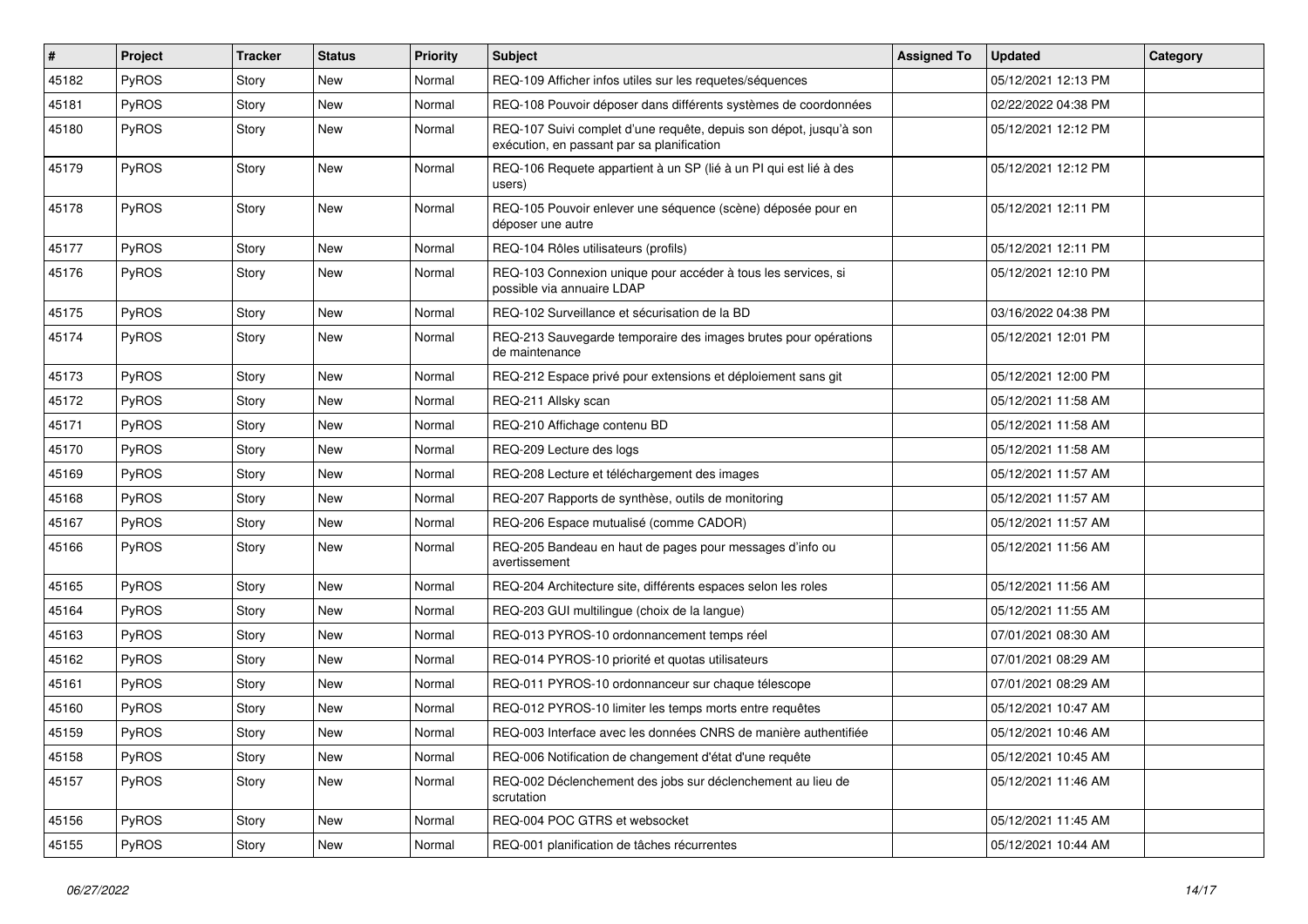| # | Project | Tracker | Status | Priority | Subject | Assigned To | Updated | Category |
|---|---|---|---|---|---|---|---|---|
| 45182 | PyROS | Story | New | Normal | REQ-109 Afficher infos utiles sur les requetes/séquences | | 05/12/2021 12:13 PM | |
| 45181 | PyROS | Story | New | Normal | REQ-108 Pouvoir déposer dans différents systèmes de coordonnées | | 02/22/2022 04:38 PM | |
| 45180 | PyROS | Story | New | Normal | REQ-107 Suivi complet d'une requête, depuis son dépot, jusqu'à son exécution, en passant par sa planification | | 05/12/2021 12:12 PM | |
| 45179 | PyROS | Story | New | Normal | REQ-106 Requete appartient à un SP (lié à un PI qui est lié à des users) | | 05/12/2021 12:12 PM | |
| 45178 | PyROS | Story | New | Normal | REQ-105 Pouvoir enlever une séquence (scène) déposée pour en déposer une autre | | 05/12/2021 12:11 PM | |
| 45177 | PyROS | Story | New | Normal | REQ-104 Rôles utilisateurs (profils) | | 05/12/2021 12:11 PM | |
| 45176 | PyROS | Story | New | Normal | REQ-103 Connexion unique pour accéder à tous les services, si possible via annuaire LDAP | | 05/12/2021 12:10 PM | |
| 45175 | PyROS | Story | New | Normal | REQ-102 Surveillance et sécurisation de la BD | | 03/16/2022 04:38 PM | |
| 45174 | PyROS | Story | New | Normal | REQ-213 Sauvegarde temporaire des images brutes pour opérations de maintenance | | 05/12/2021 12:01 PM | |
| 45173 | PyROS | Story | New | Normal | REQ-212 Espace privé pour extensions et déploiement sans git | | 05/12/2021 12:00 PM | |
| 45172 | PyROS | Story | New | Normal | REQ-211 Allsky scan | | 05/12/2021 11:58 AM | |
| 45171 | PyROS | Story | New | Normal | REQ-210 Affichage contenu BD | | 05/12/2021 11:58 AM | |
| 45170 | PyROS | Story | New | Normal | REQ-209 Lecture des logs | | 05/12/2021 11:58 AM | |
| 45169 | PyROS | Story | New | Normal | REQ-208 Lecture et téléchargement des images | | 05/12/2021 11:57 AM | |
| 45168 | PyROS | Story | New | Normal | REQ-207 Rapports de synthèse, outils de monitoring | | 05/12/2021 11:57 AM | |
| 45167 | PyROS | Story | New | Normal | REQ-206 Espace mutualisé (comme CADOR) | | 05/12/2021 11:57 AM | |
| 45166 | PyROS | Story | New | Normal | REQ-205 Bandeau en haut de pages pour messages d'info ou avertissement | | 05/12/2021 11:56 AM | |
| 45165 | PyROS | Story | New | Normal | REQ-204 Architecture site, différents espaces selon les roles | | 05/12/2021 11:56 AM | |
| 45164 | PyROS | Story | New | Normal | REQ-203 GUI multilingue (choix de la langue) | | 05/12/2021 11:55 AM | |
| 45163 | PyROS | Story | New | Normal | REQ-013 PYROS-10 ordonnancement temps réel | | 07/01/2021 08:30 AM | |
| 45162 | PyROS | Story | New | Normal | REQ-014 PYROS-10 priorité et quotas utilisateurs | | 07/01/2021 08:29 AM | |
| 45161 | PyROS | Story | New | Normal | REQ-011 PYROS-10 ordonnanceur sur chaque télescope | | 07/01/2021 08:29 AM | |
| 45160 | PyROS | Story | New | Normal | REQ-012 PYROS-10 limiter les temps morts entre requêtes | | 05/12/2021 10:47 AM | |
| 45159 | PyROS | Story | New | Normal | REQ-003 Interface avec les données CNRS de manière authentifiée | | 05/12/2021 10:46 AM | |
| 45158 | PyROS | Story | New | Normal | REQ-006 Notification de changement d'état d'une requête | | 05/12/2021 10:45 AM | |
| 45157 | PyROS | Story | New | Normal | REQ-002 Déclenchement des jobs sur déclenchement au lieu de scrutation | | 05/12/2021 11:46 AM | |
| 45156 | PyROS | Story | New | Normal | REQ-004 POC GTRS et websocket | | 05/12/2021 11:45 AM | |
| 45155 | PyROS | Story | New | Normal | REQ-001 planification de tâches récurrentes | | 05/12/2021 10:44 AM | |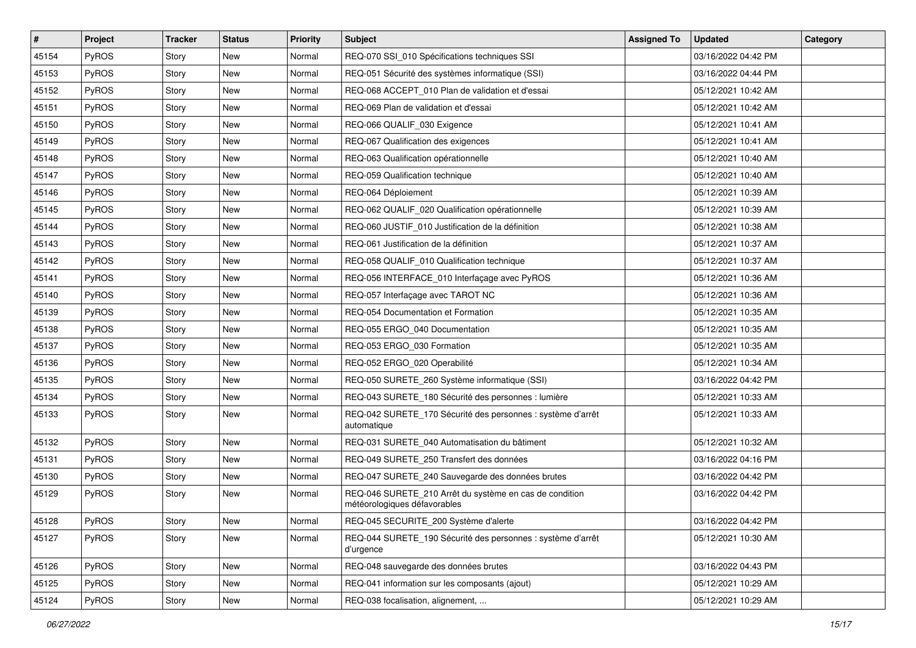| # | Project | Tracker | Status | Priority | Subject | Assigned To | Updated | Category |
|---|---|---|---|---|---|---|---|---|
| 45154 | PyROS | Story | New | Normal | REQ-070 SSI_010 Spécifications techniques SSI | | 03/16/2022 04:42 PM | |
| 45153 | PyROS | Story | New | Normal | REQ-051 Sécurité des systèmes informatique (SSI) | | 03/16/2022 04:44 PM | |
| 45152 | PyROS | Story | New | Normal | REQ-068 ACCEPT_010 Plan de validation et d'essai | | 05/12/2021 10:42 AM | |
| 45151 | PyROS | Story | New | Normal | REQ-069 Plan de validation et d'essai | | 05/12/2021 10:42 AM | |
| 45150 | PyROS | Story | New | Normal | REQ-066 QUALIF_030 Exigence | | 05/12/2021 10:41 AM | |
| 45149 | PyROS | Story | New | Normal | REQ-067 Qualification des exigences | | 05/12/2021 10:41 AM | |
| 45148 | PyROS | Story | New | Normal | REQ-063 Qualification opérationnelle | | 05/12/2021 10:40 AM | |
| 45147 | PyROS | Story | New | Normal | REQ-059 Qualification technique | | 05/12/2021 10:40 AM | |
| 45146 | PyROS | Story | New | Normal | REQ-064 Déploiement | | 05/12/2021 10:39 AM | |
| 45145 | PyROS | Story | New | Normal | REQ-062 QUALIF_020 Qualification opérationnelle | | 05/12/2021 10:39 AM | |
| 45144 | PyROS | Story | New | Normal | REQ-060 JUSTIF_010 Justification de la définition | | 05/12/2021 10:38 AM | |
| 45143 | PyROS | Story | New | Normal | REQ-061 Justification de la définition | | 05/12/2021 10:37 AM | |
| 45142 | PyROS | Story | New | Normal | REQ-058 QUALIF_010 Qualification technique | | 05/12/2021 10:37 AM | |
| 45141 | PyROS | Story | New | Normal | REQ-056 INTERFACE_010 Interfaçage avec PyROS | | 05/12/2021 10:36 AM | |
| 45140 | PyROS | Story | New | Normal | REQ-057 Interfaçage avec TAROT NC | | 05/12/2021 10:36 AM | |
| 45139 | PyROS | Story | New | Normal | REQ-054 Documentation et Formation | | 05/12/2021 10:35 AM | |
| 45138 | PyROS | Story | New | Normal | REQ-055 ERGO_040 Documentation | | 05/12/2021 10:35 AM | |
| 45137 | PyROS | Story | New | Normal | REQ-053 ERGO_030 Formation | | 05/12/2021 10:35 AM | |
| 45136 | PyROS | Story | New | Normal | REQ-052 ERGO_020 Operabilité | | 05/12/2021 10:34 AM | |
| 45135 | PyROS | Story | New | Normal | REQ-050 SURETE_260 Système informatique (SSI) | | 03/16/2022 04:42 PM | |
| 45134 | PyROS | Story | New | Normal | REQ-043 SURETE_180 Sécurité des personnes : lumière | | 05/12/2021 10:33 AM | |
| 45133 | PyROS | Story | New | Normal | REQ-042 SURETE_170 Sécurité des personnes : système d'arrêt automatique | | 05/12/2021 10:33 AM | |
| 45132 | PyROS | Story | New | Normal | REQ-031 SURETE_040 Automatisation du bâtiment | | 05/12/2021 10:32 AM | |
| 45131 | PyROS | Story | New | Normal | REQ-049 SURETE_250 Transfert des données | | 03/16/2022 04:16 PM | |
| 45130 | PyROS | Story | New | Normal | REQ-047 SURETE_240 Sauvegarde des données brutes | | 03/16/2022 04:42 PM | |
| 45129 | PyROS | Story | New | Normal | REQ-046 SURETE_210 Arrêt du système en cas de condition météorologiques défavorables | | 03/16/2022 04:42 PM | |
| 45128 | PyROS | Story | New | Normal | REQ-045 SECURITE_200 Système d'alerte | | 03/16/2022 04:42 PM | |
| 45127 | PyROS | Story | New | Normal | REQ-044 SURETE_190 Sécurité des personnes : système d'arrêt d'urgence | | 05/12/2021 10:30 AM | |
| 45126 | PyROS | Story | New | Normal | REQ-048 sauvegarde des données brutes | | 03/16/2022 04:43 PM | |
| 45125 | PyROS | Story | New | Normal | REQ-041 information sur les composants (ajout) | | 05/12/2021 10:29 AM | |
| 45124 | PyROS | Story | New | Normal | REQ-038 focalisation, alignement, ... | | 05/12/2021 10:29 AM | |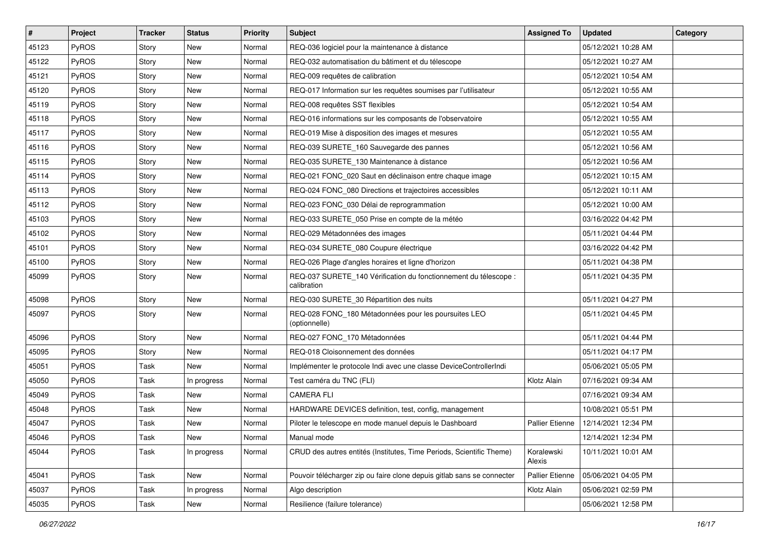| # | Project | Tracker | Status | Priority | Subject | Assigned To | Updated | Category |
|---|---|---|---|---|---|---|---|---|
| 45123 | PyROS | Story | New | Normal | REQ-036 logiciel pour la maintenance à distance | | 05/12/2021 10:28 AM | |
| 45122 | PyROS | Story | New | Normal | REQ-032 automatisation du bâtiment et du télescope | | 05/12/2021 10:27 AM | |
| 45121 | PyROS | Story | New | Normal | REQ-009 requêtes de calibration | | 05/12/2021 10:54 AM | |
| 45120 | PyROS | Story | New | Normal | REQ-017 Information sur les requêtes soumises par l'utilisateur | | 05/12/2021 10:55 AM | |
| 45119 | PyROS | Story | New | Normal | REQ-008 requêtes SST flexibles | | 05/12/2021 10:54 AM | |
| 45118 | PyROS | Story | New | Normal | REQ-016 informations sur les composants de l'observatoire | | 05/12/2021 10:55 AM | |
| 45117 | PyROS | Story | New | Normal | REQ-019 Mise à disposition des images et mesures | | 05/12/2021 10:55 AM | |
| 45116 | PyROS | Story | New | Normal | REQ-039 SURETE_160 Sauvegarde des pannes | | 05/12/2021 10:56 AM | |
| 45115 | PyROS | Story | New | Normal | REQ-035 SURETE_130 Maintenance à distance | | 05/12/2021 10:56 AM | |
| 45114 | PyROS | Story | New | Normal | REQ-021 FONC_020 Saut en déclinaison entre chaque image | | 05/12/2021 10:15 AM | |
| 45113 | PyROS | Story | New | Normal | REQ-024 FONC_080 Directions et trajectoires accessibles | | 05/12/2021 10:11 AM | |
| 45112 | PyROS | Story | New | Normal | REQ-023 FONC_030 Délai de reprogrammation | | 05/12/2021 10:00 AM | |
| 45103 | PyROS | Story | New | Normal | REQ-033 SURETE_050 Prise en compte de la météo | | 03/16/2022 04:42 PM | |
| 45102 | PyROS | Story | New | Normal | REQ-029 Métadonnées des images | | 05/11/2021 04:44 PM | |
| 45101 | PyROS | Story | New | Normal | REQ-034 SURETE_080 Coupure électrique | | 03/16/2022 04:42 PM | |
| 45100 | PyROS | Story | New | Normal | REQ-026 Plage d'angles horaires et ligne d'horizon | | 05/11/2021 04:38 PM | |
| 45099 | PyROS | Story | New | Normal | REQ-037 SURETE_140 Vérification du fonctionnement du télescope : calibration | | 05/11/2021 04:35 PM | |
| 45098 | PyROS | Story | New | Normal | REQ-030 SURETE_30 Répartition des nuits | | 05/11/2021 04:27 PM | |
| 45097 | PyROS | Story | New | Normal | REQ-028 FONC_180 Métadonnées pour les poursuites LEO (optionnelle) | | 05/11/2021 04:45 PM | |
| 45096 | PyROS | Story | New | Normal | REQ-027 FONC_170 Métadonnées | | 05/11/2021 04:44 PM | |
| 45095 | PyROS | Story | New | Normal | REQ-018 Cloisonnement des données | | 05/11/2021 04:17 PM | |
| 45051 | PyROS | Task | New | Normal | Implémenter le protocole Indi avec une classe DeviceControllerIndi | | 05/06/2021 05:05 PM | |
| 45050 | PyROS | Task | In progress | Normal | Test caméra du TNC (FLI) | Klotz Alain | 07/16/2021 09:34 AM | |
| 45049 | PyROS | Task | New | Normal | CAMERA FLI | | 07/16/2021 09:34 AM | |
| 45048 | PyROS | Task | New | Normal | HARDWARE DEVICES definition, test, config, management | | 10/08/2021 05:51 PM | |
| 45047 | PyROS | Task | New | Normal | Piloter le telescope en mode manuel depuis le Dashboard | Pallier Etienne | 12/14/2021 12:34 PM | |
| 45046 | PyROS | Task | New | Normal | Manual mode | | 12/14/2021 12:34 PM | |
| 45044 | PyROS | Task | In progress | Normal | CRUD des autres entités (Institutes, Time Periods, Scientific Theme) | Koralewski Alexis | 10/11/2021 10:01 AM | |
| 45041 | PyROS | Task | New | Normal | Pouvoir télécharger zip ou faire clone depuis gitlab sans se connecter | Pallier Etienne | 05/06/2021 04:05 PM | |
| 45037 | PyROS | Task | In progress | Normal | Algo description | Klotz Alain | 05/06/2021 02:59 PM | |
| 45035 | PyROS | Task | New | Normal | Resilience (failure tolerance) | | 05/06/2021 12:58 PM | |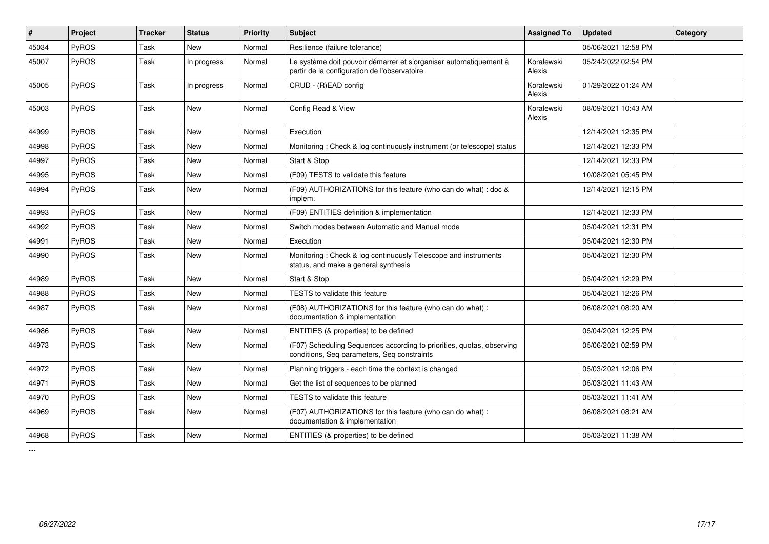| # | Project | Tracker | Status | Priority | Subject | Assigned To | Updated | Category |
|---|---|---|---|---|---|---|---|---|
| 45034 | PyROS | Task | New | Normal | Resilience (failure tolerance) | | 05/06/2021 12:58 PM | |
| 45007 | PyROS | Task | In progress | Normal | Le système doit pouvoir démarrer et s'organiser automatiquement à partir de la configuration de l'observatoire | Koralewski Alexis | 05/24/2022 02:54 PM | |
| 45005 | PyROS | Task | In progress | Normal | CRUD - (R)EAD config | Koralewski Alexis | 01/29/2022 01:24 AM | |
| 45003 | PyROS | Task | New | Normal | Config Read & View | Koralewski Alexis | 08/09/2021 10:43 AM | |
| 44999 | PyROS | Task | New | Normal | Execution | | 12/14/2021 12:35 PM | |
| 44998 | PyROS | Task | New | Normal | Monitoring : Check & log continuously instrument (or telescope) status | | 12/14/2021 12:33 PM | |
| 44997 | PyROS | Task | New | Normal | Start & Stop | | 12/14/2021 12:33 PM | |
| 44995 | PyROS | Task | New | Normal | (F09) TESTS to validate this feature | | 10/08/2021 05:45 PM | |
| 44994 | PyROS | Task | New | Normal | (F09) AUTHORIZATIONS for this feature (who can do what) : doc & implem. | | 12/14/2021 12:15 PM | |
| 44993 | PyROS | Task | New | Normal | (F09) ENTITIES definition & implementation | | 12/14/2021 12:33 PM | |
| 44992 | PyROS | Task | New | Normal | Switch modes between Automatic and Manual mode | | 05/04/2021 12:31 PM | |
| 44991 | PyROS | Task | New | Normal | Execution | | 05/04/2021 12:30 PM | |
| 44990 | PyROS | Task | New | Normal | Monitoring : Check & log continuously Telescope and instruments status, and make a general synthesis | | 05/04/2021 12:30 PM | |
| 44989 | PyROS | Task | New | Normal | Start & Stop | | 05/04/2021 12:29 PM | |
| 44988 | PyROS | Task | New | Normal | TESTS to validate this feature | | 05/04/2021 12:26 PM | |
| 44987 | PyROS | Task | New | Normal | (F08) AUTHORIZATIONS for this feature (who can do what) : documentation & implementation | | 06/08/2021 08:20 AM | |
| 44986 | PyROS | Task | New | Normal | ENTITIES (& properties) to be defined | | 05/04/2021 12:25 PM | |
| 44973 | PyROS | Task | New | Normal | (F07) Scheduling Sequences according to priorities, quotas, observing conditions, Seq parameters, Seq constraints | | 05/06/2021 02:59 PM | |
| 44972 | PyROS | Task | New | Normal | Planning triggers - each time the context is changed | | 05/03/2021 12:06 PM | |
| 44971 | PyROS | Task | New | Normal | Get the list of sequences to be planned | | 05/03/2021 11:43 AM | |
| 44970 | PyROS | Task | New | Normal | TESTS to validate this feature | | 05/03/2021 11:41 AM | |
| 44969 | PyROS | Task | New | Normal | (F07) AUTHORIZATIONS for this feature (who can do what) : documentation & implementation | | 06/08/2021 08:21 AM | |
| 44968 | PyROS | Task | New | Normal | ENTITIES (& properties) to be defined | | 05/03/2021 11:38 AM | |

...